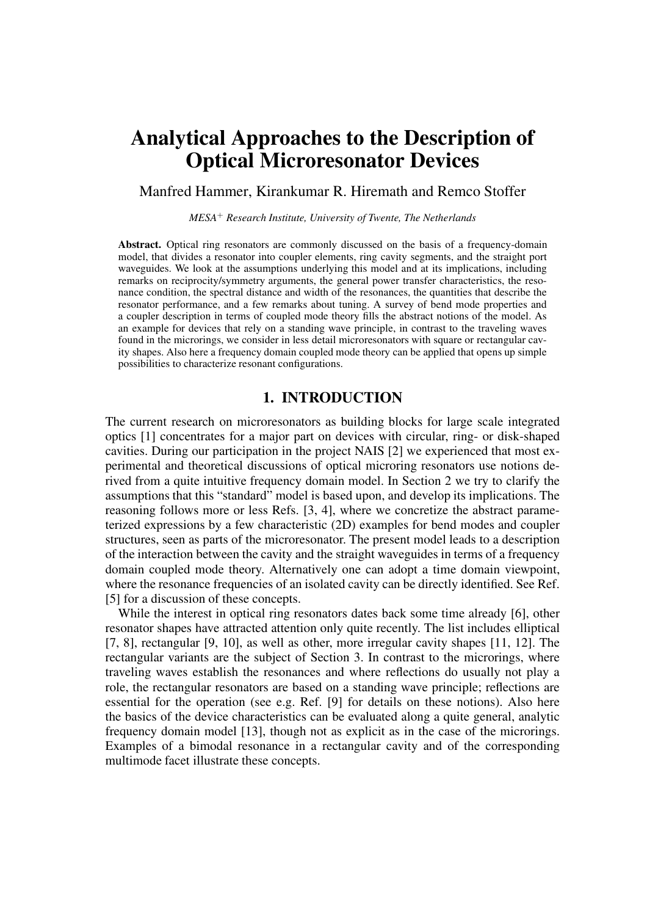# Analytical Approaches to the Description of Optical Microresonator Devices

Manfred Hammer, Kirankumar R. Hiremath and Remco Stoffer

*MESA$^+$ Research Institute, University of Twente, The Netherlands*

**Abstract.** Optical ring resonators are commonly discussed on the basis of a frequency-domain model, that divides a resonator into coupler elements, ring cavity segments, and the straight port waveguides. We look at the assumptions underlying this model and at its implications, including remarks on reciprocity/symmetry arguments, the general power transfer characteristics, the resonance condition, the spectral distance and width of the resonances, the quantities that describe the resonator performance, and a few remarks about tuning. A survey of bend mode properties and a coupler description in terms of coupled mode theory fills the abstract notions of the model. As an example for devices that rely on a standing wave principle, in contrast to the traveling waves found in the microrings, we consider in less detail microresonators with square or rectangular cavity shapes. Also here a frequency domain coupled mode theory can be applied that opens up simple possibilities to characterize resonant configurations.

## 1. INTRODUCTION

The current research on microresonators as building blocks for large scale integrated optics [1] concentrates for a major part on devices with circular, ring- or disk-shaped cavities. During our participation in the project NAIS [2] we experienced that most experimental and theoretical discussions of optical microring resonators use notions derived from a quite intuitive frequency domain model. In Section 2 we try to clarify the assumptions that this "standard" model is based upon, and develop its implications. The reasoning follows more or less Refs. [3, 4], where we concretize the abstract parameterized expressions by a few characteristic (2D) examples for bend modes and coupler structures, seen as parts of the microresonator. The present model leads to a description of the interaction between the cavity and the straight waveguides in terms of a frequency domain coupled mode theory. Alternatively one can adopt a time domain viewpoint, where the resonance frequencies of an isolated cavity can be directly identified. See Ref. [5] for a discussion of these concepts.

While the interest in optical ring resonators dates back some time already [6], other resonator shapes have attracted attention only quite recently. The list includes elliptical [7, 8], rectangular [9, 10], as well as other, more irregular cavity shapes [11, 12]. The rectangular variants are the subject of Section 3. In contrast to the microrings, where traveling waves establish the resonances and where reflections do usually not play a role, the rectangular resonators are based on a standing wave principle; reflections are essential for the operation (see e.g. Ref. [9] for details on these notions). Also here the basics of the device characteristics can be evaluated along a quite general, analytic frequency domain model [13], though not as explicit as in the case of the microrings. Examples of a bimodal resonance in a rectangular cavity and of the corresponding multimode facet illustrate these concepts.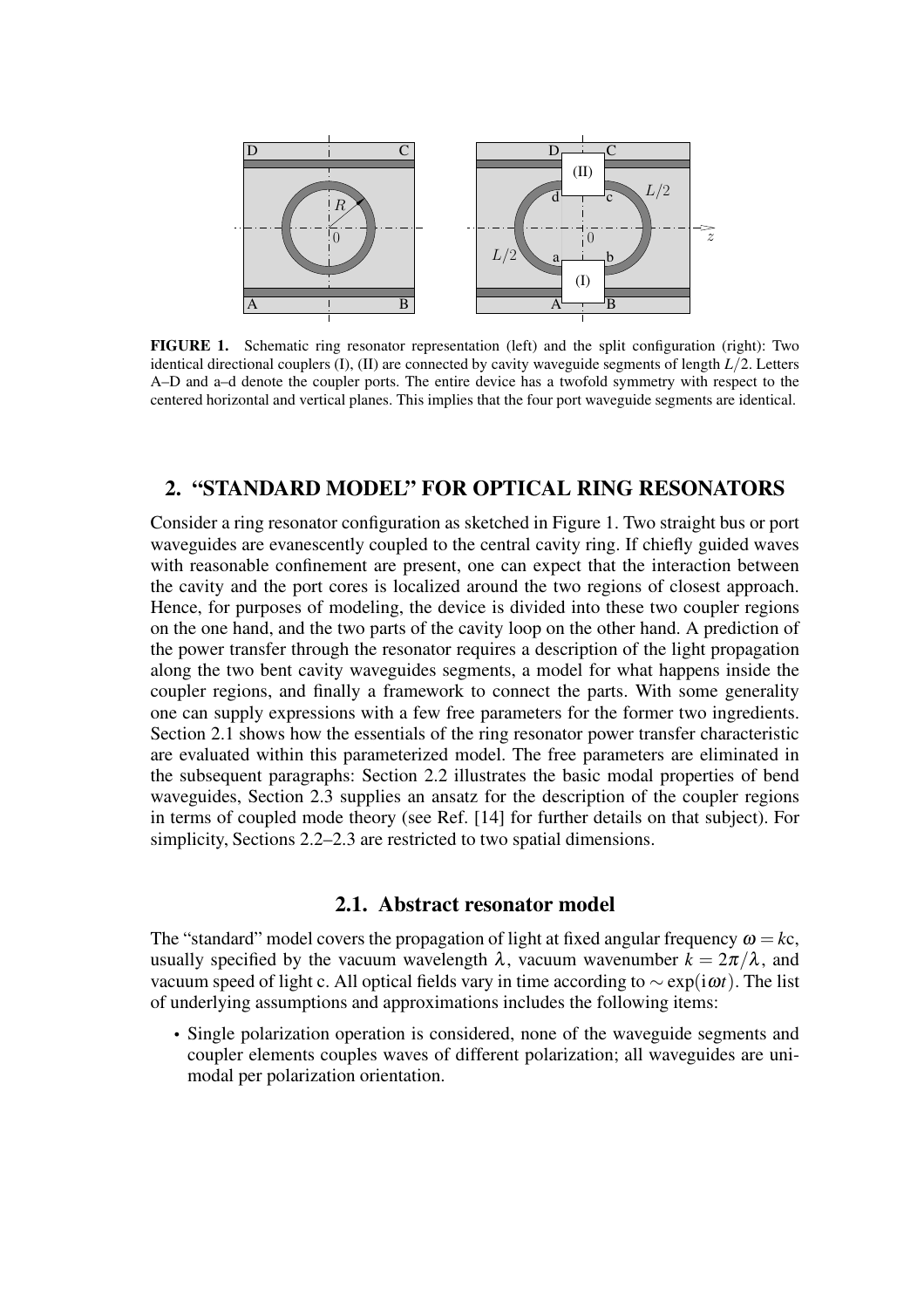FIGURE 1. Schematic ring resonator representation (left) and the split configuration (right): Two identical directional couplers (I), (II) are connected by cavity waveguide segments of length $L/2$. Letters A–D and a–d denote the coupler ports. The entire device has a twofold symmetry with respect to the centered horizontal and vertical planes. This implies that the four port waveguide segments are identical.

## 2. "STANDARD MODEL" FOR OPTICAL RING RESONATORS

Consider a ring resonator configuration as sketched in Figure 1. Two straight bus or port waveguides are evanescently coupled to the central cavity ring. If chiefly guided waves with reasonable confinement are present, one can expect that the interaction between the cavity and the port cores is localized around the two regions of closest approach. Hence, for purposes of modeling, the device is divided into these two coupler regions on the one hand, and the two parts of the cavity loop on the other hand. A prediction of the power transfer through the resonator requires a description of the light propagation along the two bent cavity waveguides segments, a model for what happens inside the coupler regions, and finally a framework to connect the parts. With some generality one can supply expressions with a few free parameters for the former two ingredients. Section 2.1 shows how the essentials of the ring resonator power transfer characteristic are evaluated within this parameterized model. The free parameters are eliminated in the subsequent paragraphs: Section 2.2 illustrates the basic modal properties of bend waveguides, Section 2.3 supplies an ansatz for the description of the coupler regions in terms of coupled mode theory (see Ref. [14] for further details on that subject). For simplicity, Sections 2.2–2.3 are restricted to two spatial dimensions.

### 2.1. Abstract resonator model

The "standard" model covers the propagation of light at fixed angular frequency $\omega = k\mathrm{c}$, usually specified by the vacuum wavelength $\lambda$, vacuum wavenumber $k = 2\pi/\lambda$, and vacuum speed of light c. All optical fields vary in time according to $\sim \exp(\mathrm{i}\omega t)$. The list of underlying assumptions and approximations includes the following items:

- Single polarization operation is considered, none of the waveguide segments and coupler elements couples waves of different polarization; all waveguides are unimodal per polarization orientation.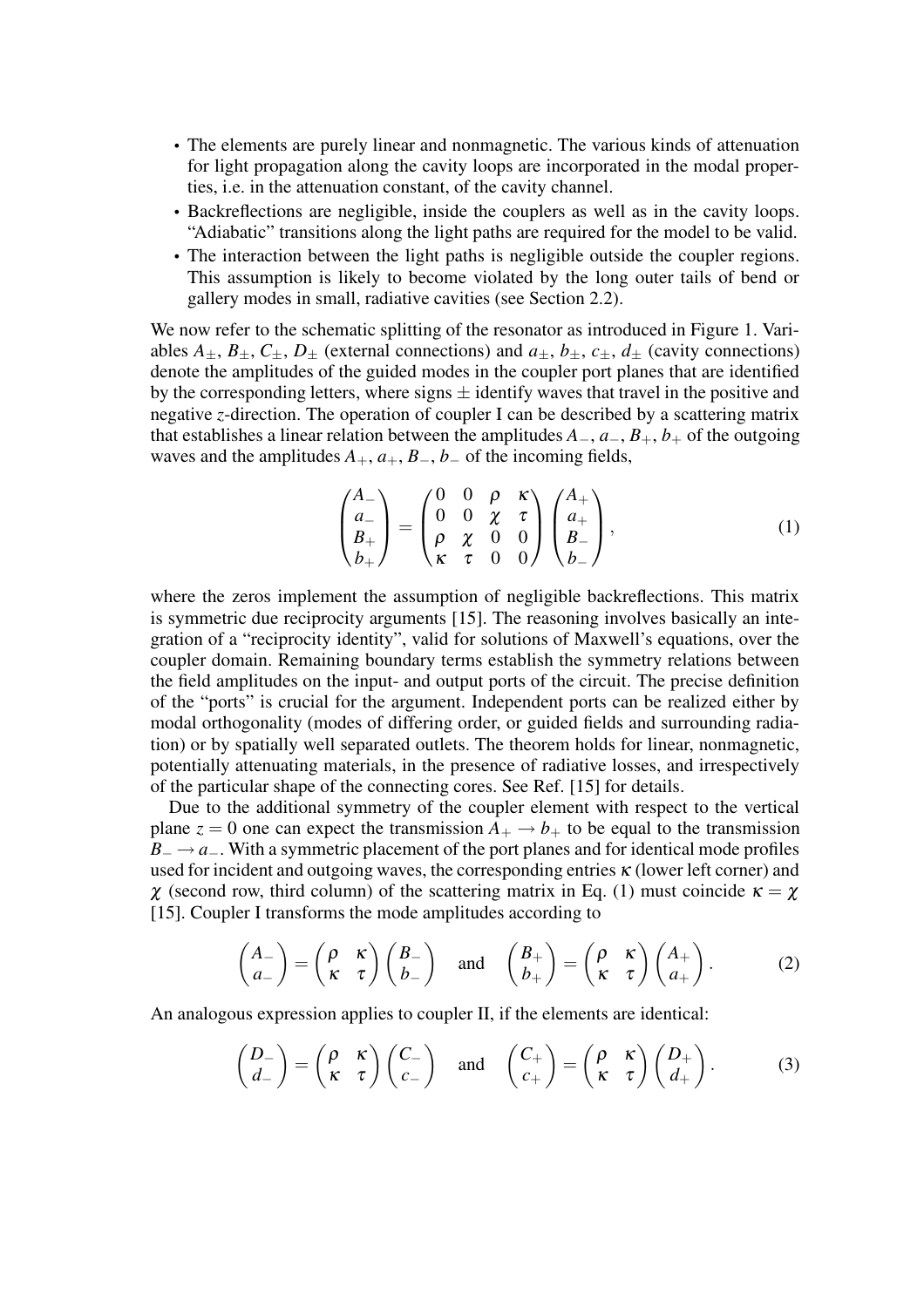- The elements are purely linear and nonmagnetic. The various kinds of attenuation for light propagation along the cavity loops are incorporated in the modal properties, i.e. in the attenuation constant, of the cavity channel.
- Backreflections are negligible, inside the couplers as well as in the cavity loops. "Adiabatic" transitions along the light paths are required for the model to be valid.
- The interaction between the light paths is negligible outside the coupler regions. This assumption is likely to become violated by the long outer tails of bend or gallery modes in small, radiative cavities (see Section 2.2).

We now refer to the schematic splitting of the resonator as introduced in Figure 1. Variables $A_\pm$, $B_\pm$, $C_\pm$, $D_\pm$ (external connections) and $a_\pm$, $b_\pm$, $c_\pm$, $d_\pm$ (cavity connections) denote the amplitudes of the guided modes in the coupler port planes that are identified by the corresponding letters, where signs $\pm$ identify waves that travel in the positive and negative $z$-direction. The operation of coupler I can be described by a scattering matrix that establishes a linear relation between the amplitudes $A_-$, $a_-$, $B_+$, $b_+$ of the outgoing waves and the amplitudes $A_+$, $a_+$, $B_-$, $b_-$ of the incoming fields,

$$
\begin{pmatrix} A_- \\ a_- \\ B_+ \\ b_+ \end{pmatrix} = \begin{pmatrix} 0 & 0 & \rho & \kappa \\ 0 & 0 & \chi & \tau \\ \rho & \chi & 0 & 0 \\ \kappa & \tau & 0 & 0 \end{pmatrix} \begin{pmatrix} A_+ \\ a_+ \\ B_- \\ b_- \end{pmatrix}, \tag{1}
$$

where the zeros implement the assumption of negligible backreflections. This matrix is symmetric due reciprocity arguments [15]. The reasoning involves basically an integration of a "reciprocity identity", valid for solutions of Maxwell's equations, over the coupler domain. Remaining boundary terms establish the symmetry relations between the field amplitudes on the input- and output ports of the circuit. The precise definition of the "ports" is crucial for the argument. Independent ports can be realized either by modal orthogonality (modes of differing order, or guided fields and surrounding radiation) or by spatially well separated outlets. The theorem holds for linear, nonmagnetic, potentially attenuating materials, in the presence of radiative losses, and irrespectively of the particular shape of the connecting cores. See Ref. [15] for details.

Due to the additional symmetry of the coupler element with respect to the vertical plane $z = 0$ one can expect the transmission $A_+ \rightarrow b_+$ to be equal to the transmission $B_- \rightarrow a_-$. With a symmetric placement of the port planes and for identical mode profiles used for incident and outgoing waves, the corresponding entries $\kappa$ (lower left corner) and $\chi$ (second row, third column) of the scattering matrix in Eq. (1) must coincide $\kappa = \chi$ [15]. Coupler I transforms the mode amplitudes according to

$$
\begin{pmatrix} A_- \\ a_- \end{pmatrix} = \begin{pmatrix} \rho & \kappa \\ \kappa & \tau \end{pmatrix} \begin{pmatrix} B_- \\ b_- \end{pmatrix} \quad \text{and} \quad \begin{pmatrix} B_+ \\ b_+ \end{pmatrix} = \begin{pmatrix} \rho & \kappa \\ \kappa & \tau \end{pmatrix} \begin{pmatrix} A_+ \\ a_+ \end{pmatrix}. \tag{2}
$$

An analogous expression applies to coupler II, if the elements are identical:

$$
\begin{pmatrix} D_- \\ d_- \end{pmatrix} = \begin{pmatrix} \rho & \kappa \\ \kappa & \tau \end{pmatrix} \begin{pmatrix} C_- \\ c_- \end{pmatrix} \quad \text{and} \quad \begin{pmatrix} C_+ \\ c_+ \end{pmatrix} = \begin{pmatrix} \rho & \kappa \\ \kappa & \tau \end{pmatrix} \begin{pmatrix} D_+ \\ d_+ \end{pmatrix}. \tag{3}
$$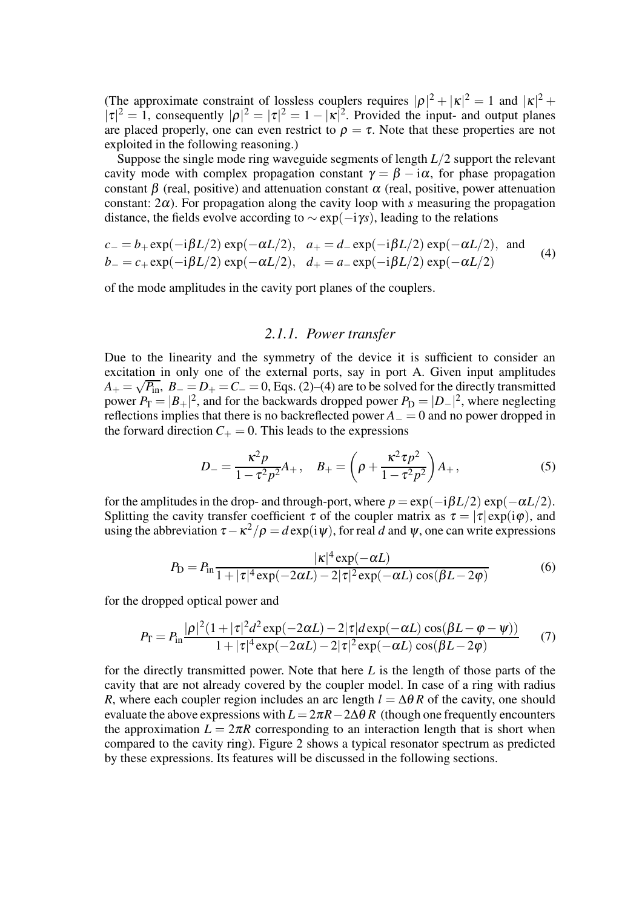(The approximate constraint of lossless couplers requires $|\rho|^2 + |\kappa|^2 = 1$ and $|\kappa|^2 + |\tau|^2 = 1$, consequently $|\rho|^2 = |\tau|^2 = 1 - |\kappa|^2$. Provided the input- and output planes are placed properly, one can even restrict to $\rho = \tau$. Note that these properties are not exploited in the following reasoning.)

Suppose the single mode ring waveguide segments of length $L/2$ support the relevant cavity mode with complex propagation constant $\gamma = \beta - \mathrm{i}\alpha$, for phase propagation constant $\beta$ (real, positive) and attenuation constant $\alpha$ (real, positive, power attenuation constant: $2\alpha$). For propagation along the cavity loop with $s$ measuring the propagation distance, the fields evolve according to $\sim \exp(-\mathrm{i}\gamma s)$, leading to the relations

$$
\begin{aligned}
c_- &= b_+ \exp(-\mathrm{i}\beta L/2)\exp(-\alpha L/2), \quad a_+ = d_- \exp(-\mathrm{i}\beta L/2)\exp(-\alpha L/2), \quad \text{and} \\
b_- &= c_+ \exp(-\mathrm{i}\beta L/2)\exp(-\alpha L/2), \quad d_+ = a_- \exp(-\mathrm{i}\beta L/2)\exp(-\alpha L/2)
\end{aligned}
\tag{4}
$$

of the mode amplitudes in the cavity port planes of the couplers.

### 2.1.1. Power transfer

Due to the linearity and the symmetry of the device it is sufficient to consider an excitation in only one of the external ports, say in port A. Given input amplitudes $A_+ = \sqrt{P_\mathrm{in}}$, $B_- = D_+ = C_- = 0$, Eqs. (2)–(4) are to be solved for the directly transmitted power $P_\mathrm{T} = |B_+|^2$, and for the backwards dropped power $P_\mathrm{D} = |D_-|^2$, where neglecting reflections implies that there is no backreflected power $A_- = 0$ and no power dropped in the forward direction $C_+ = 0$. This leads to the expressions

$$
D_- = \frac{\kappa^2 p}{1 - \tau^2 p^2} A_+\,, \quad B_+ = \left(\rho + \frac{\kappa^2 \tau p^2}{1 - \tau^2 p^2}\right) A_+\,,
\tag{5}
$$

for the amplitudes in the drop- and through-port, where $p = \exp(-\mathrm{i}\beta L/2)\exp(-\alpha L/2)$. Splitting the cavity transfer coefficient $\tau$ of the coupler matrix as $\tau = |\tau|\exp(\mathrm{i}\varphi)$, and using the abbreviation $\tau - \kappa^2/\rho = d\exp(\mathrm{i}\psi)$, for real $d$ and $\psi$, one can write expressions

$$
P_\mathrm{D} = P_\mathrm{in} \frac{|\kappa|^4 \exp(-\alpha L)}{1 + |\tau|^4 \exp(-2\alpha L) - 2|\tau|^2 \exp(-\alpha L)\cos(\beta L - 2\varphi)}
\tag{6}
$$

for the dropped optical power and

$$
P_\mathrm{T} = P_\mathrm{in} \frac{|\rho|^2 (1 + |\tau|^2 d^2 \exp(-2\alpha L) - 2|\tau| d \exp(-\alpha L)\cos(\beta L - \varphi - \psi))}{1 + |\tau|^4 \exp(-2\alpha L) - 2|\tau|^2 \exp(-\alpha L)\cos(\beta L - 2\varphi)}
\tag{7}
$$

for the directly transmitted power. Note that here $L$ is the length of those parts of the cavity that are not already covered by the coupler model. In case of a ring with radius $R$, where each coupler region includes an arc length $l = \Delta\theta\, R$ of the cavity, one should evaluate the above expressions with $L = 2\pi R - 2\Delta\theta\, R$ (though one frequently encounters the approximation $L = 2\pi R$ corresponding to an interaction length that is short when compared to the cavity ring). Figure 2 shows a typical resonator spectrum as predicted by these expressions. Its features will be discussed in the following sections.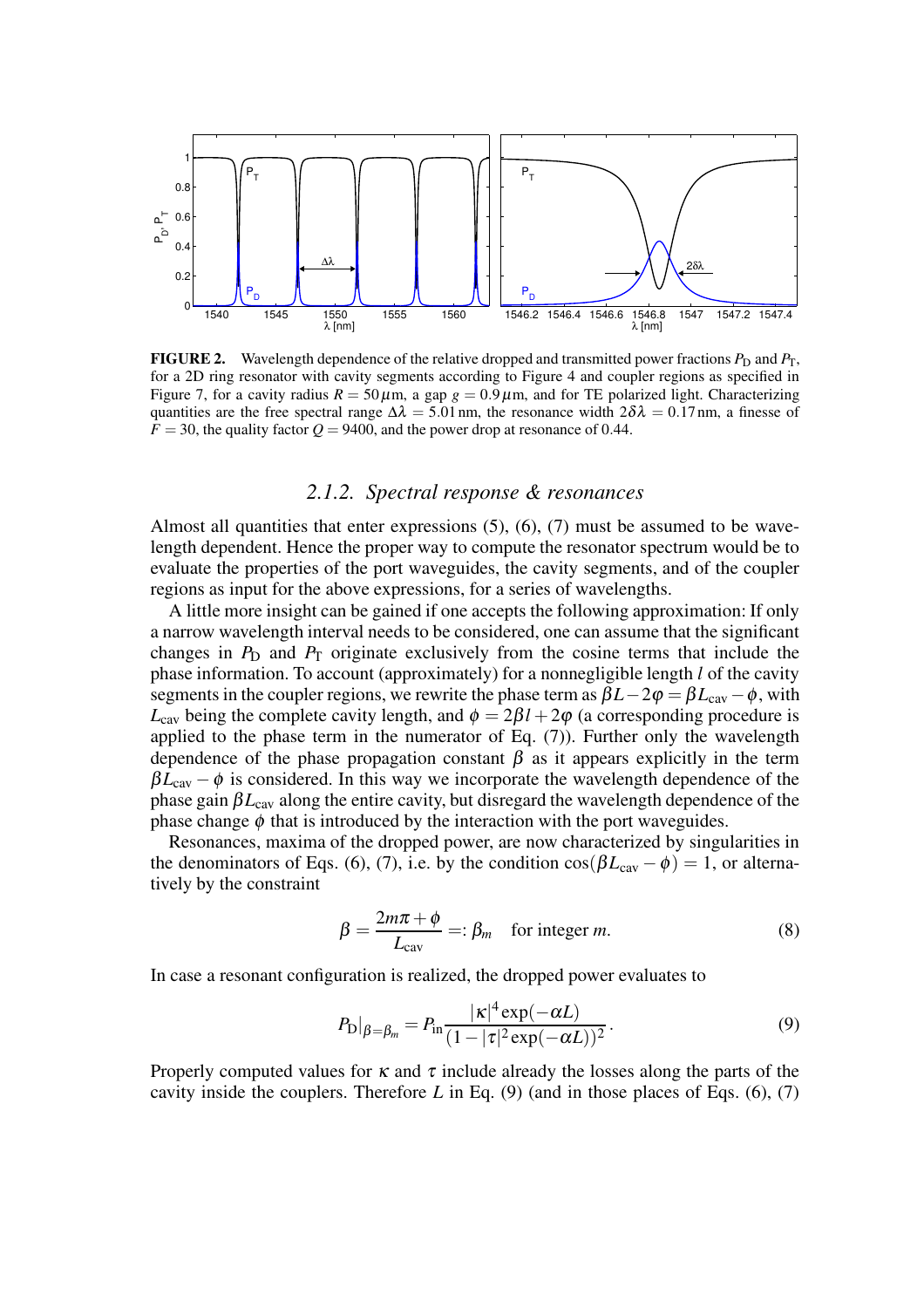**FIGURE 2.** Wavelength dependence of the relative dropped and transmitted power fractions $P_D$ and $P_T$, for a 2D ring resonator with cavity segments according to Figure 4 and coupler regions as specified in Figure 7, for a cavity radius $R = 50\,\mu$m, a gap $g = 0.9\,\mu$m, and for TE polarized light. Characterizing quantities are the free spectral range $\Delta\lambda = 5.01\,$nm, the resonance width $2\delta\lambda = 0.17\,$nm, a finesse of $F = 30$, the quality factor $Q = 9400$, and the power drop at resonance of 0.44.

### 2.1.2. Spectral response & resonances

Almost all quantities that enter expressions (5), (6), (7) must be assumed to be wavelength dependent. Hence the proper way to compute the resonator spectrum would be to evaluate the properties of the port waveguides, the cavity segments, and of the coupler regions as input for the above expressions, for a series of wavelengths.

A little more insight can be gained if one accepts the following approximation: If only a narrow wavelength interval needs to be considered, one can assume that the significant changes in $P_D$ and $P_T$ originate exclusively from the cosine terms that include the phase information. To account (approximately) for a nonnegligible length $l$ of the cavity segments in the coupler regions, we rewrite the phase term as $\beta L - 2\varphi = \beta L_{cav} - \phi$, with $L_{cav}$ being the complete cavity length, and $\phi = 2\beta l + 2\varphi$ (a corresponding procedure is applied to the phase term in the numerator of Eq. (7)). Further only the wavelength dependence of the phase propagation constant $\beta$ as it appears explicitly in the term $\beta L_{cav} - \phi$ is considered. In this way we incorporate the wavelength dependence of the phase gain $\beta L_{cav}$ along the entire cavity, but disregard the wavelength dependence of the phase change $\phi$ that is introduced by the interaction with the port waveguides.

Resonances, maxima of the dropped power, are now characterized by singularities in the denominators of Eqs. (6), (7), i.e. by the condition $\cos(\beta L_{cav} - \phi) = 1$, or alternatively by the constraint

$$\beta = \frac{2m\pi + \phi}{L_{cav}} =: \beta_m \quad \text{for integer } m. \tag{8}$$

In case a resonant configuration is realized, the dropped power evaluates to

$$P_D|_{\beta=\beta_m} = P_{in} \frac{|\kappa|^4 \exp(-\alpha L)}{(1 - |\tau|^2 \exp(-\alpha L))^2}\,. \tag{9}$$

Properly computed values for $\kappa$ and $\tau$ include already the losses along the parts of the cavity inside the couplers. Therefore $L$ in Eq. (9) (and in those places of Eqs. (6), (7)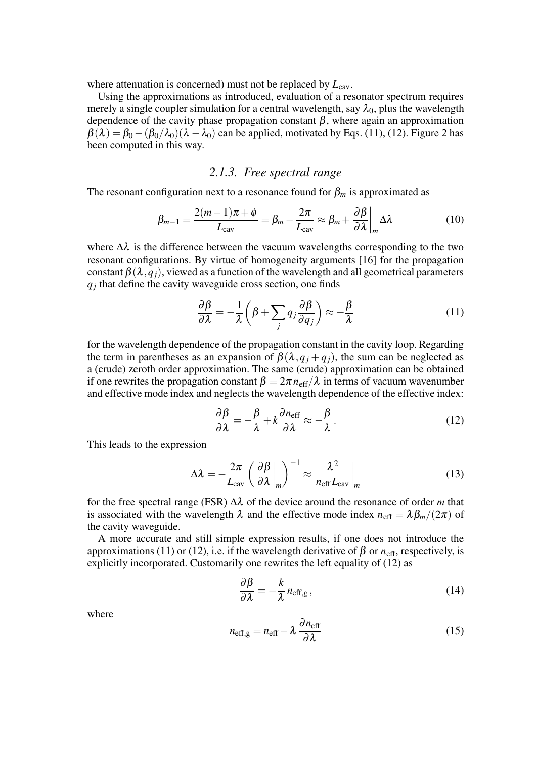where attenuation is concerned) must not be replaced by $L_{\rm cav}$.

Using the approximations as introduced, evaluation of a resonator spectrum requires merely a single coupler simulation for a central wavelength, say $\lambda_0$, plus the wavelength dependence of the cavity phase propagation constant $\beta$, where again an approximation $\beta(\lambda) = \beta_0 - (\beta_0/\lambda_0)(\lambda - \lambda_0)$ can be applied, motivated by Eqs. (11), (12). Figure 2 has been computed in this way.

### 2.1.3. Free spectral range

The resonant configuration next to a resonance found for $\beta_m$ is approximated as

$$\beta_{m-1} = \frac{2(m-1)\pi + \phi}{L_{\rm cav}} = \beta_m - \frac{2\pi}{L_{\rm cav}} \approx \beta_m + \left.\frac{\partial \beta}{\partial \lambda}\right|_m \Delta\lambda \tag{10}$$

where $\Delta\lambda$ is the difference between the vacuum wavelengths corresponding to the two resonant configurations. By virtue of homogeneity arguments [16] for the propagation constant $\beta(\lambda, q_j)$, viewed as a function of the wavelength and all geometrical parameters $q_j$ that define the cavity waveguide cross section, one finds

$$\frac{\partial \beta}{\partial \lambda} = -\frac{1}{\lambda}\left(\beta + \sum_j q_j \frac{\partial \beta}{\partial q_j}\right) \approx -\frac{\beta}{\lambda} \tag{11}$$

for the wavelength dependence of the propagation constant in the cavity loop. Regarding the term in parentheses as an expansion of $\beta(\lambda, q_j + q_j)$, the sum can be neglected as a (crude) zeroth order approximation. The same (crude) approximation can be obtained if one rewrites the propagation constant $\beta = 2\pi n_{\rm eff}/\lambda$ in terms of vacuum wavenumber and effective mode index and neglects the wavelength dependence of the effective index:

$$\frac{\partial \beta}{\partial \lambda} = -\frac{\beta}{\lambda} + k\frac{\partial n_{\rm eff}}{\partial \lambda} \approx -\frac{\beta}{\lambda}\,. \tag{12}$$

This leads to the expression

$$\Delta\lambda = -\frac{2\pi}{L_{\rm cav}}\left(\left.\frac{\partial \beta}{\partial \lambda}\right|_m\right)^{-1} \approx \left.\frac{\lambda^2}{n_{\rm eff}\, L_{\rm cav}}\right|_m \tag{13}$$

for the free spectral range (FSR) $\Delta\lambda$ of the device around the resonance of order $m$ that is associated with the wavelength $\lambda$ and the effective mode index $n_{\rm eff} = \lambda\beta_m/(2\pi)$ of the cavity waveguide.

A more accurate and still simple expression results, if one does not introduce the approximations (11) or (12), i.e. if the wavelength derivative of $\beta$ or $n_{\rm eff}$, respectively, is explicitly incorporated. Customarily one rewrites the left equality of (12) as

$$\frac{\partial \beta}{\partial \lambda} = -\frac{k}{\lambda}\, n_{\rm eff,g}\,, \tag{14}$$

where

$$n_{\rm eff,g} = n_{\rm eff} - \lambda\,\frac{\partial n_{\rm eff}}{\partial \lambda} \tag{15}$$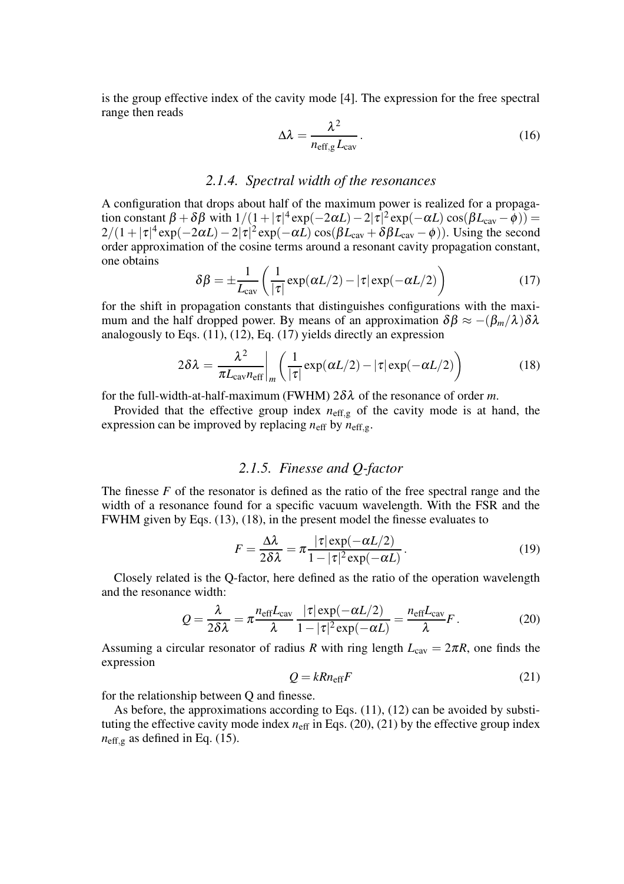is the group effective index of the cavity mode [4]. The expression for the free spectral range then reads

$$\Delta\lambda = \frac{\lambda^2}{n_{\mathrm{eff,g}} L_{\mathrm{cav}}}\,. \tag{16}$$

### 2.1.4. Spectral width of the resonances

A configuration that drops about half of the maximum power is realized for a propagation constant $\beta + \delta\beta$ with $1/(1+|\tau|^4 \exp(-2\alpha L) - 2|\tau|^2 \exp(-\alpha L)\cos(\beta L_{\mathrm{cav}} - \phi)) = 2/(1+|\tau|^4 \exp(-2\alpha L) - 2|\tau|^2 \exp(-\alpha L)\cos(\beta L_{\mathrm{cav}} + \delta\beta L_{\mathrm{cav}} - \phi))$. Using the second order approximation of the cosine terms around a resonant cavity propagation constant, one obtains

$$\delta\beta = \pm\frac{1}{L_{\mathrm{cav}}}\left(\frac{1}{|\tau|}\exp(\alpha L/2) - |\tau|\exp(-\alpha L/2)\right) \tag{17}$$

for the shift in propagation constants that distinguishes configurations with the maximum and the half dropped power. By means of an approximation $\delta\beta \approx -(\beta_m/\lambda)\delta\lambda$ analogously to Eqs. (11), (12), Eq. (17) yields directly an expression

$$2\delta\lambda = \frac{\lambda^2}{\pi L_{\mathrm{cav}} n_{\mathrm{eff}}}\bigg|_m \left(\frac{1}{|\tau|}\exp(\alpha L/2) - |\tau|\exp(-\alpha L/2)\right) \tag{18}$$

for the full-width-at-half-maximum (FWHM) $2\delta\lambda$ of the resonance of order $m$.

Provided that the effective group index $n_{\mathrm{eff,g}}$ of the cavity mode is at hand, the expression can be improved by replacing $n_{\mathrm{eff}}$ by $n_{\mathrm{eff,g}}$.

### 2.1.5. Finesse and Q-factor

The finesse $F$ of the resonator is defined as the ratio of the free spectral range and the width of a resonance found for a specific vacuum wavelength. With the FSR and the FWHM given by Eqs. (13), (18), in the present model the finesse evaluates to

$$F = \frac{\Delta\lambda}{2\delta\lambda} = \pi\frac{|\tau|\exp(-\alpha L/2)}{1-|\tau|^2\exp(-\alpha L)}\,. \tag{19}$$

Closely related is the Q-factor, here defined as the ratio of the operation wavelength and the resonance width:

$$Q = \frac{\lambda}{2\delta\lambda} = \pi\frac{n_{\mathrm{eff}}L_{\mathrm{cav}}}{\lambda}\,\frac{|\tau|\exp(-\alpha L/2)}{1-|\tau|^2\exp(-\alpha L)} = \frac{n_{\mathrm{eff}}L_{\mathrm{cav}}}{\lambda}F\,. \tag{20}$$

Assuming a circular resonator of radius $R$ with ring length $L_{\mathrm{cav}} = 2\pi R$, one finds the expression

$$Q = kRn_{\mathrm{eff}}F \tag{21}$$

for the relationship between Q and finesse.

As before, the approximations according to Eqs. (11), (12) can be avoided by substituting the effective cavity mode index $n_{\mathrm{eff}}$ in Eqs. (20), (21) by the effective group index $n_{\mathrm{eff,g}}$ as defined in Eq. (15).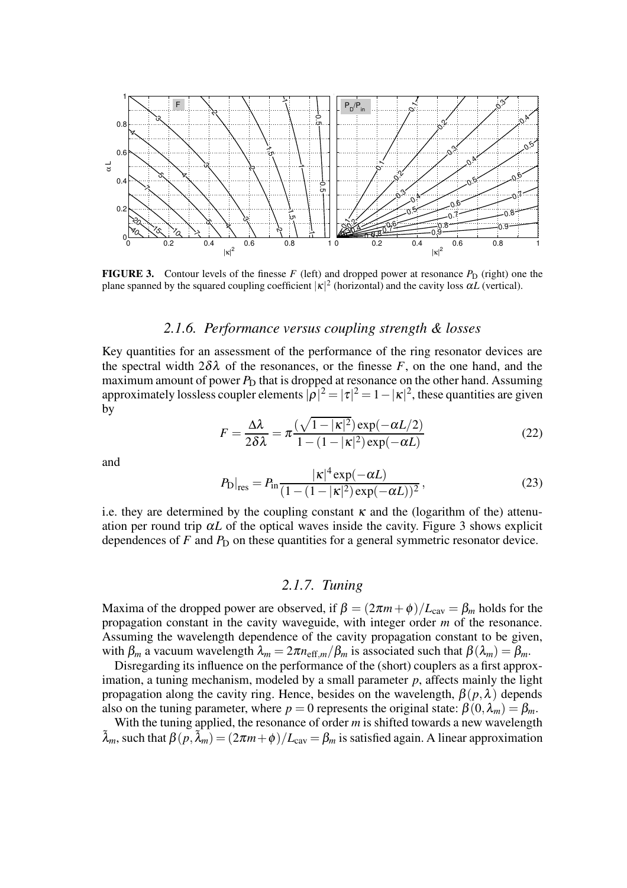**FIGURE 3.** Contour levels of the finesse $F$ (left) and dropped power at resonance $P_\mathrm{D}$ (right) one the plane spanned by the squared coupling coefficient $|\kappa|^2$ (horizontal) and the cavity loss $\alpha L$ (vertical).

### 2.1.6. Performance versus coupling strength & losses

Key quantities for an assessment of the performance of the ring resonator devices are the spectral width $2\delta\lambda$ of the resonances, or the finesse $F$, on the one hand, and the maximum amount of power $P_\mathrm{D}$ that is dropped at resonance on the other hand. Assuming approximately lossless coupler elements $|\rho|^2 = |\tau|^2 = 1-|\kappa|^2$, these quantities are given by

$$F = \frac{\Delta\lambda}{2\delta\lambda} = \pi \frac{(\sqrt{1-|\kappa|^2})\exp(-\alpha L/2)}{1-(1-|\kappa|^2)\exp(-\alpha L)} \tag{22}$$

and

$$P_\mathrm{D}|_\mathrm{res} = P_\mathrm{in} \frac{|\kappa|^4 \exp(-\alpha L)}{(1-(1-|\kappa|^2)\exp(-\alpha L))^2}\,, \tag{23}$$

i.e. they are determined by the coupling constant $\kappa$ and the (logarithm of the) attenuation per round trip $\alpha L$ of the optical waves inside the cavity. Figure 3 shows explicit dependences of $F$ and $P_\mathrm{D}$ on these quantities for a general symmetric resonator device.

### 2.1.7. Tuning

Maxima of the dropped power are observed, if $\beta = (2\pi m + \phi)/L_\mathrm{cav} = \beta_m$ holds for the propagation constant in the cavity waveguide, with integer order $m$ of the resonance. Assuming the wavelength dependence of the cavity propagation constant to be given, with $\beta_m$ a vacuum wavelength $\lambda_m = 2\pi n_{\mathrm{eff},m}/\beta_m$ is associated such that $\beta(\lambda_m) = \beta_m$.

Disregarding its influence on the performance of the (short) couplers as a first approximation, a tuning mechanism, modeled by a small parameter $p$, affects mainly the light propagation along the cavity ring. Hence, besides on the wavelength, $\beta(p,\lambda)$ depends also on the tuning parameter, where $p = 0$ represents the original state: $\beta(0,\lambda_m) = \beta_m$.

With the tuning applied, the resonance of order $m$ is shifted towards a new wavelength $\tilde{\lambda}_m$, such that $\beta(p,\tilde{\lambda}_m) = (2\pi m + \phi)/L_\mathrm{cav} = \beta_m$ is satisfied again. A linear approximation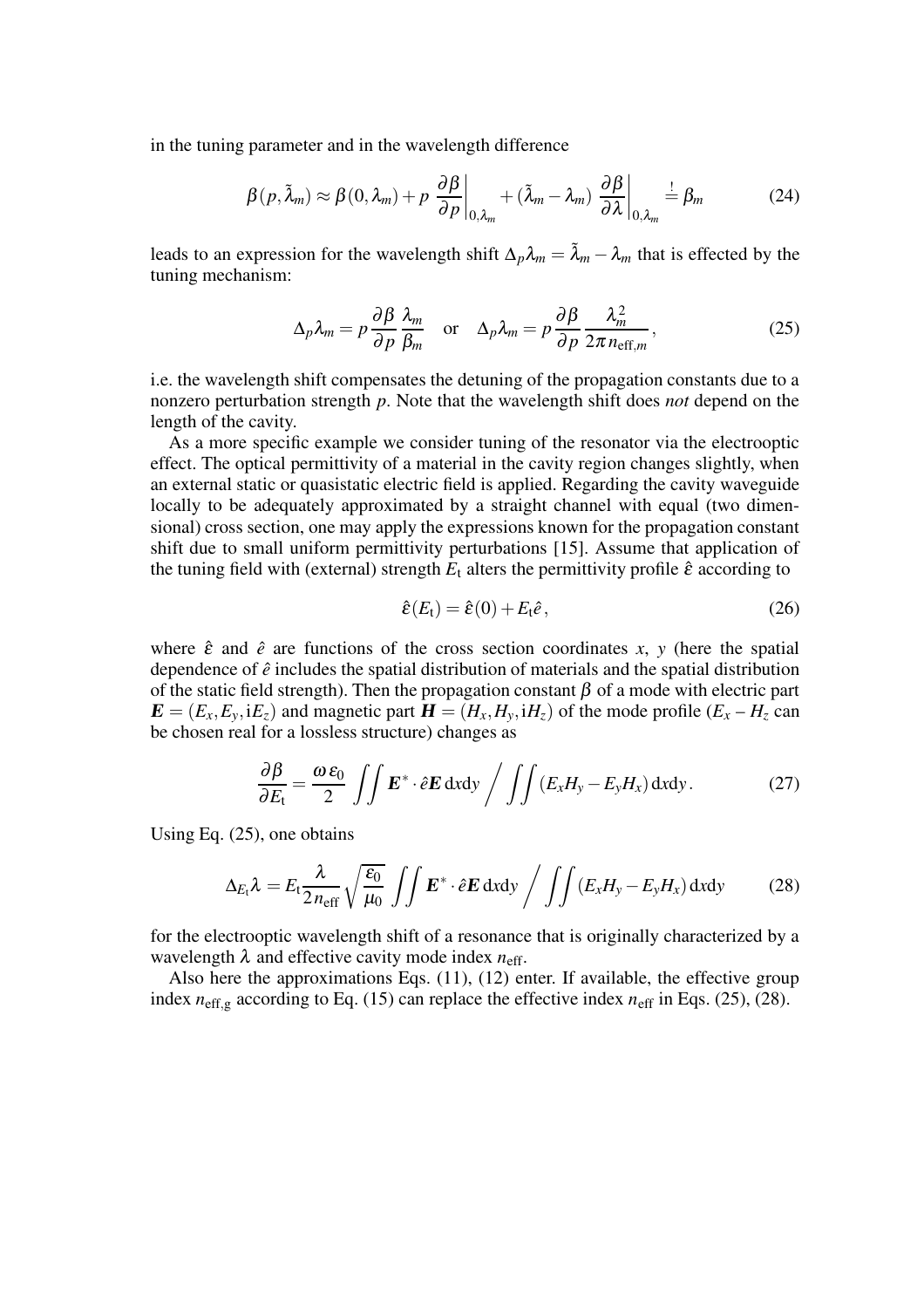in the tuning parameter and in the wavelength difference

$$\beta(p, \tilde{\lambda}_m) \approx \beta(0, \lambda_m) + p \left. \frac{\partial \beta}{\partial p} \right|_{0,\lambda_m} + (\tilde{\lambda}_m - \lambda_m) \left. \frac{\partial \beta}{\partial \lambda} \right|_{0,\lambda_m} \stackrel{!}{=} \beta_m \tag{24}$$

leads to an expression for the wavelength shift $\Delta_p \lambda_m = \tilde{\lambda}_m - \lambda_m$ that is effected by the tuning mechanism:

$$\Delta_p \lambda_m = p \frac{\partial \beta}{\partial p} \frac{\lambda_m}{\beta_m} \quad \text{or} \quad \Delta_p \lambda_m = p \frac{\partial \beta}{\partial p} \frac{\lambda_m^2}{2\pi n_{\text{eff},m}}, \tag{25}$$

i.e. the wavelength shift compensates the detuning of the propagation constants due to a nonzero perturbation strength $p$. Note that the wavelength shift does *not* depend on the length of the cavity.

As a more specific example we consider tuning of the resonator via the electrooptic effect. The optical permittivity of a material in the cavity region changes slightly, when an external static or quasistatic electric field is applied. Regarding the cavity waveguide locally to be adequately approximated by a straight channel with equal (two dimensional) cross section, one may apply the expressions known for the propagation constant shift due to small uniform permittivity perturbations [15]. Assume that application of the tuning field with (external) strength $E_\text{t}$ alters the permittivity profile $\hat{\varepsilon}$ according to

$$\hat{\varepsilon}(E_\text{t}) = \hat{\varepsilon}(0) + E_\text{t} \hat{e}, \tag{26}$$

where $\hat{\varepsilon}$ and $\hat{e}$ are functions of the cross section coordinates $x$, $y$ (here the spatial dependence of $\hat{e}$ includes the spatial distribution of materials and the spatial distribution of the static field strength). Then the propagation constant $\beta$ of a mode with electric part $\boldsymbol{E} = (E_x, E_y, \mathrm{i}E_z)$ and magnetic part $\boldsymbol{H} = (H_x, H_y, \mathrm{i}H_z)$ of the mode profile ($E_x$ – $H_z$ can be chosen real for a lossless structure) changes as

$$\frac{\partial \beta}{\partial E_\text{t}} = \frac{\omega \varepsilon_0}{2} \iint \boldsymbol{E}^* \cdot \hat{e} \boldsymbol{E} \, \mathrm{d}x\mathrm{d}y \Bigg/ \iint (E_x H_y - E_y H_x) \, \mathrm{d}x\mathrm{d}y. \tag{27}$$

Using Eq. (25), one obtains

$$\Delta_{E_\text{t}} \lambda = E_\text{t} \frac{\lambda}{2 n_\text{eff}} \sqrt{\frac{\varepsilon_0}{\mu_0}} \iint \boldsymbol{E}^* \cdot \hat{e} \boldsymbol{E} \, \mathrm{d}x\mathrm{d}y \Bigg/ \iint (E_x H_y - E_y H_x) \, \mathrm{d}x\mathrm{d}y \tag{28}$$

for the electrooptic wavelength shift of a resonance that is originally characterized by a wavelength $\lambda$ and effective cavity mode index $n_\text{eff}$.

Also here the approximations Eqs. (11), (12) enter. If available, the effective group index $n_{\text{eff,g}}$ according to Eq. (15) can replace the effective index $n_\text{eff}$ in Eqs. (25), (28).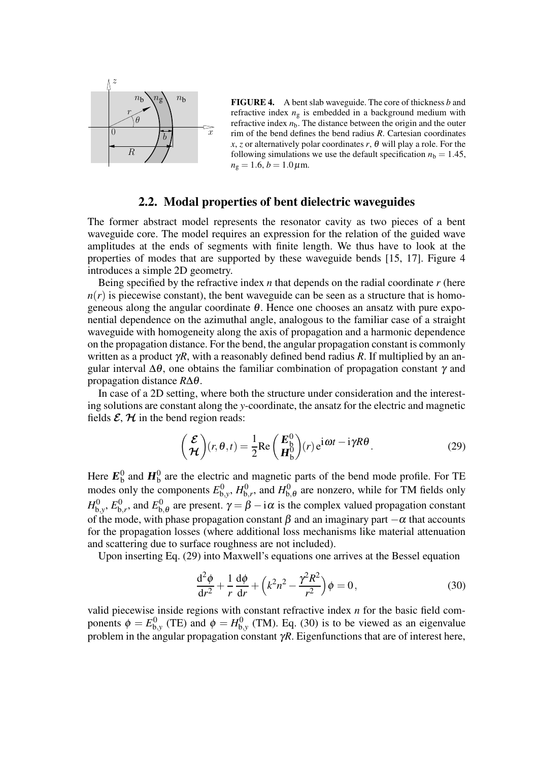**FIGURE 4.** A bent slab waveguide. The core of thickness $b$ and refractive index $n_g$ is embedded in a background medium with refractive index $n_b$. The distance between the origin and the outer rim of the bend defines the bend radius $R$. Cartesian coordinates $x$, $z$ or alternatively polar coordinates $r$, $\theta$ will play a role. For the following simulations we use the default specification $n_b = 1.45$, $n_g = 1.6$, $b = 1.0\,\mu$m.

## 2.2. Modal properties of bent dielectric waveguides

The former abstract model represents the resonator cavity as two pieces of a bent waveguide core. The model requires an expression for the relation of the guided wave amplitudes at the ends of segments with finite length. We thus have to look at the properties of modes that are supported by these waveguide bends [15, 17]. Figure 4 introduces a simple 2D geometry.

Being specified by the refractive index $n$ that depends on the radial coordinate $r$ (here $n(r)$ is piecewise constant), the bent waveguide can be seen as a structure that is homogeneous along the angular coordinate $\theta$. Hence one chooses an ansatz with pure exponential dependence on the azimuthal angle, analogous to the familiar case of a straight waveguide with homogeneity along the axis of propagation and a harmonic dependence on the propagation distance. For the bend, the angular propagation constant is commonly written as a product $\gamma R$, with a reasonably defined bend radius $R$. If multiplied by an angular interval $\Delta\theta$, one obtains the familiar combination of propagation constant $\gamma$ and propagation distance $R\Delta\theta$.

In case of a 2D setting, where both the structure under consideration and the interesting solutions are constant along the $y$-coordinate, the ansatz for the electric and magnetic fields $\boldsymbol{\mathcal{E}}$, $\boldsymbol{\mathcal{H}}$ in the bend region reads:

$$\begin{pmatrix} \boldsymbol{\mathcal{E}} \\ \boldsymbol{\mathcal{H}} \end{pmatrix}(r,\theta,t) = \frac{1}{2}\mathrm{Re}\begin{pmatrix} \boldsymbol{E}_{\mathrm{b}}^0 \\ \boldsymbol{H}_{\mathrm{b}}^0 \end{pmatrix}(r)\,\mathrm{e}^{\mathrm{i}\omega t - \mathrm{i}\gamma R\theta}. \tag{29}$$

Here $\boldsymbol{E}_{\mathrm{b}}^0$ and $\boldsymbol{H}_{\mathrm{b}}^0$ are the electric and magnetic parts of the bend mode profile. For TE modes only the components $E_{\mathrm{b},y}^0$, $H_{\mathrm{b},r}^0$, and $H_{\mathrm{b},\theta}^0$ are nonzero, while for TM fields only $H_{\mathrm{b},y}^0$, $E_{\mathrm{b},r}^0$, and $E_{\mathrm{b},\theta}^0$ are present. $\gamma = \beta - \mathrm{i}\alpha$ is the complex valued propagation constant of the mode, with phase propagation constant $\beta$ and an imaginary part $-\alpha$ that accounts for the propagation losses (where additional loss mechanisms like material attenuation and scattering due to surface roughness are not included).

Upon inserting Eq. (29) into Maxwell's equations one arrives at the Bessel equation

$$\frac{\mathrm{d}^2\phi}{\mathrm{d}r^2} + \frac{1}{r}\frac{\mathrm{d}\phi}{\mathrm{d}r} + \left(k^2 n^2 - \frac{\gamma^2 R^2}{r^2}\right)\phi = 0\,, \tag{30}$$

valid piecewise inside regions with constant refractive index $n$ for the basic field components $\phi = E_{\mathrm{b},y}^0$ (TE) and $\phi = H_{\mathrm{b},y}^0$ (TM). Eq. (30) is to be viewed as an eigenvalue problem in the angular propagation constant $\gamma R$. Eigenfunctions that are of interest here,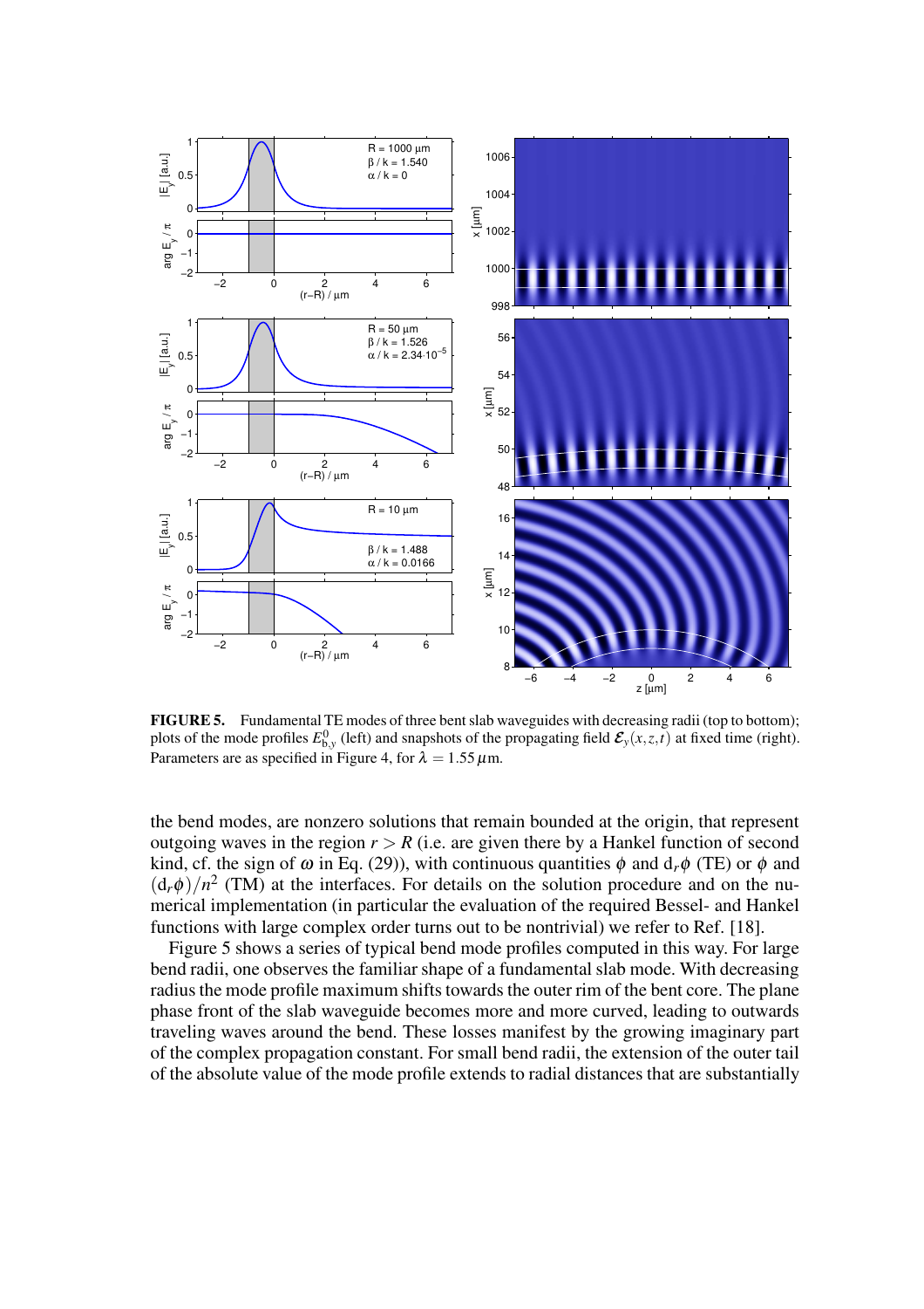**FIGURE 5.** Fundamental TE modes of three bent slab waveguides with decreasing radii (top to bottom); plots of the mode profiles $E^0_{b,y}$ (left) and snapshots of the propagating field $\mathcal{E}_y(x,z,t)$ at fixed time (right). Parameters are as specified in Figure 4, for $\lambda = 1.55\,\mu$m.

the bend modes, are nonzero solutions that remain bounded at the origin, that represent outgoing waves in the region $r > R$ (i.e. are given there by a Hankel function of second kind, cf. the sign of $\omega$ in Eq. (29)), with continuous quantities $\phi$ and $\mathrm{d}_r\phi$ (TE) or $\phi$ and $(\mathrm{d}_r\phi)/n^2$ (TM) at the interfaces. For details on the solution procedure and on the numerical implementation (in particular the evaluation of the required Bessel- and Hankel functions with large complex order turns out to be nontrivial) we refer to Ref. [18].

Figure 5 shows a series of typical bend mode profiles computed in this way. For large bend radii, one observes the familiar shape of a fundamental slab mode. With decreasing radius the mode profile maximum shifts towards the outer rim of the bent core. The plane phase front of the slab waveguide becomes more and more curved, leading to outwards traveling waves around the bend. These losses manifest by the growing imaginary part of the complex propagation constant. For small bend radii, the extension of the outer tail of the absolute value of the mode profile extends to radial distances that are substantially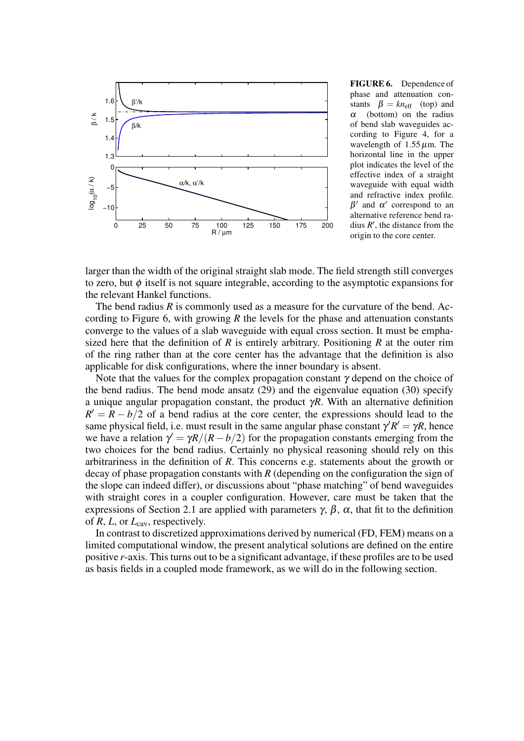**FIGURE 6.** Dependence of phase and attenuation constants $\beta = kn_{\text{eff}}$ (top) and $\alpha$ (bottom) on the radius of bend slab waveguides according to Figure 4, for a wavelength of $1.55\,\mu$m. The horizontal line in the upper plot indicates the level of the effective index of a straight waveguide with equal width and refractive index profile. $\beta'$ and $\alpha'$ correspond to an alternative reference bend radius $R'$, the distance from the origin to the core center.

larger than the width of the original straight slab mode. The field strength still converges to zero, but $\phi$ itself is not square integrable, according to the asymptotic expansions for the relevant Hankel functions.

The bend radius $R$ is commonly used as a measure for the curvature of the bend. According to Figure 6, with growing $R$ the levels for the phase and attenuation constants converge to the values of a slab waveguide with equal cross section. It must be emphasized here that the definition of $R$ is entirely arbitrary. Positioning $R$ at the outer rim of the ring rather than at the core center has the advantage that the definition is also applicable for disk configurations, where the inner boundary is absent.

Note that the values for the complex propagation constant $\gamma$ depend on the choice of the bend radius. The bend mode ansatz (29) and the eigenvalue equation (30) specify a unique angular propagation constant, the product $\gamma R$. With an alternative definition $R' = R - b/2$ of a bend radius at the core center, the expressions should lead to the same physical field, i.e. must result in the same angular phase constant $\gamma' R' = \gamma R$, hence we have a relation $\gamma' = \gamma R/(R - b/2)$ for the propagation constants emerging from the two choices for the bend radius. Certainly no physical reasoning should rely on this arbitrariness in the definition of $R$. This concerns e.g. statements about the growth or decay of phase propagation constants with $R$ (depending on the configuration the sign of the slope can indeed differ), or discussions about "phase matching" of bend waveguides with straight cores in a coupler configuration. However, care must be taken that the expressions of Section 2.1 are applied with parameters $\gamma$, $\beta$, $\alpha$, that fit to the definition of $R$, $L$, or $L_{\text{cav}}$, respectively.

In contrast to discretized approximations derived by numerical (FD, FEM) means on a limited computational window, the present analytical solutions are defined on the entire positive $r$-axis. This turns out to be a significant advantage, if these profiles are to be used as basis fields in a coupled mode framework, as we will do in the following section.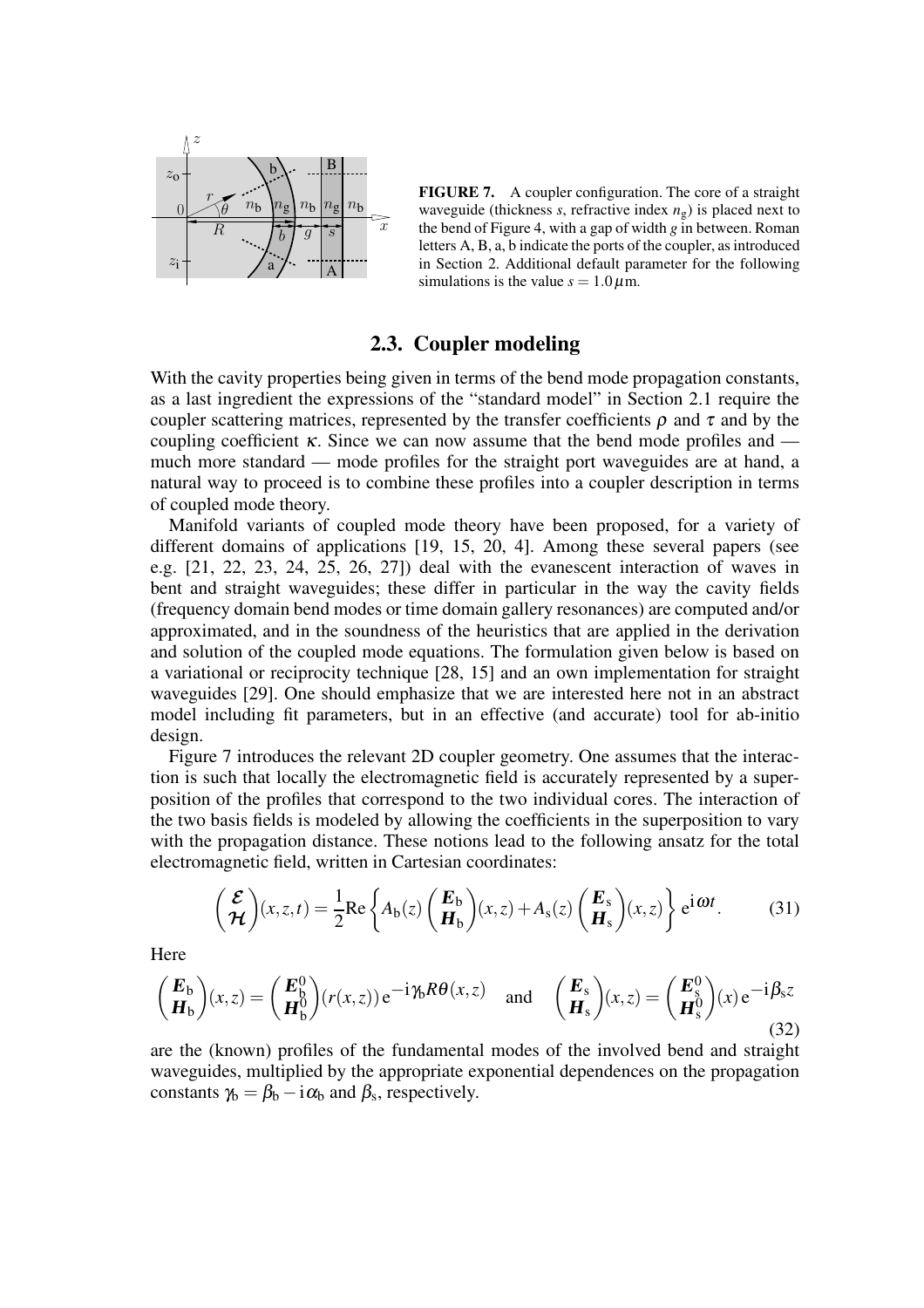**FIGURE 7.** A coupler configuration. The core of a straight waveguide (thickness $s$, refractive index $n_{\rm g}$) is placed next to the bend of Figure 4, with a gap of width $g$ in between. Roman letters A, B, a, b indicate the ports of the coupler, as introduced in Section 2. Additional default parameter for the following simulations is the value $s = 1.0\,\mu$m.

## 2.3. Coupler modeling

With the cavity properties being given in terms of the bend mode propagation constants, as a last ingredient the expressions of the "standard model" in Section 2.1 require the coupler scattering matrices, represented by the transfer coefficients $\rho$ and $\tau$ and by the coupling coefficient $\kappa$. Since we can now assume that the bend mode profiles and — much more standard — mode profiles for the straight port waveguides are at hand, a natural way to proceed is to combine these profiles into a coupler description in terms of coupled mode theory.

Manifold variants of coupled mode theory have been proposed, for a variety of different domains of applications [19, 15, 20, 4]. Among these several papers (see e.g. [21, 22, 23, 24, 25, 26, 27]) deal with the evanescent interaction of waves in bent and straight waveguides; these differ in particular in the way the cavity fields (frequency domain bend modes or time domain gallery resonances) are computed and/or approximated, and in the soundness of the heuristics that are applied in the derivation and solution of the coupled mode equations. The formulation given below is based on a variational or reciprocity technique [28, 15] and an own implementation for straight waveguides [29]. One should emphasize that we are interested here not in an abstract model including fit parameters, but in an effective (and accurate) tool for ab-initio design.

Figure 7 introduces the relevant 2D coupler geometry. One assumes that the interaction is such that locally the electromagnetic field is accurately represented by a superposition of the profiles that correspond to the two individual cores. The interaction of the two basis fields is modeled by allowing the coefficients in the superposition to vary with the propagation distance. These notions lead to the following ansatz for the total electromagnetic field, written in Cartesian coordinates:

$$\begin{pmatrix} \boldsymbol{\mathcal{E}} \\ \boldsymbol{\mathcal{H}} \end{pmatrix}(x,z,t) = \frac{1}{2}\mathrm{Re}\left\{ A_{\rm b}(z)\begin{pmatrix} \boldsymbol{E}_{\rm b} \\ \boldsymbol{H}_{\rm b} \end{pmatrix}(x,z) + A_{\rm s}(z)\begin{pmatrix} \boldsymbol{E}_{\rm s} \\ \boldsymbol{H}_{\rm s} \end{pmatrix}(x,z) \right\} \mathrm{e}^{\mathrm{i}\omega t}. \tag{31}$$

Here

$$\begin{pmatrix} \boldsymbol{E}_{\rm b} \\ \boldsymbol{H}_{\rm b} \end{pmatrix}(x,z) = \begin{pmatrix} \boldsymbol{E}_{\rm b}^0 \\ \boldsymbol{H}_{\rm b}^0 \end{pmatrix}(r(x,z))\,\mathrm{e}^{-\mathrm{i}\gamma_{\rm b} R\theta(x,z)} \quad \text{and} \quad \begin{pmatrix} \boldsymbol{E}_{\rm s} \\ \boldsymbol{H}_{\rm s} \end{pmatrix}(x,z) = \begin{pmatrix} \boldsymbol{E}_{\rm s}^0 \\ \boldsymbol{H}_{\rm s}^0 \end{pmatrix}(x)\,\mathrm{e}^{-\mathrm{i}\beta_{\rm s} z} \tag{32}$$

are the (known) profiles of the fundamental modes of the involved bend and straight waveguides, multiplied by the appropriate exponential dependences on the propagation constants $\gamma_{\rm b} = \beta_{\rm b} - \mathrm{i}\alpha_{\rm b}$ and $\beta_{\rm s}$, respectively.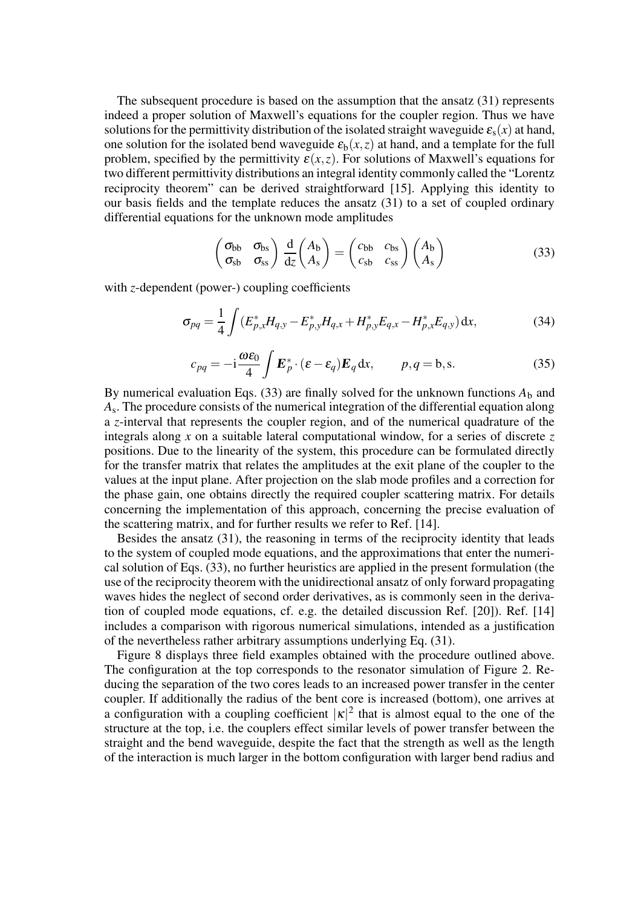The subsequent procedure is based on the assumption that the ansatz (31) represents indeed a proper solution of Maxwell's equations for the coupler region. Thus we have solutions for the permittivity distribution of the isolated straight waveguide $\varepsilon_{\rm s}(x)$ at hand, one solution for the isolated bend waveguide $\varepsilon_{\rm b}(x,z)$ at hand, and a template for the full problem, specified by the permittivity $\varepsilon(x,z)$. For solutions of Maxwell's equations for two different permittivity distributions an integral identity commonly called the "Lorentz reciprocity theorem" can be derived straightforward [15]. Applying this identity to our basis fields and the template reduces the ansatz (31) to a set of coupled ordinary differential equations for the unknown mode amplitudes

$$\begin{pmatrix} \sigma_{\rm bb} & \sigma_{\rm bs} \\ \sigma_{\rm sb} & \sigma_{\rm ss} \end{pmatrix} \frac{\rm d}{{\rm d}z} \begin{pmatrix} A_{\rm b} \\ A_{\rm s} \end{pmatrix} = \begin{pmatrix} c_{\rm bb} & c_{\rm bs} \\ c_{\rm sb} & c_{\rm ss} \end{pmatrix} \begin{pmatrix} A_{\rm b} \\ A_{\rm s} \end{pmatrix} \tag{33}$$

with $z$-dependent (power-) coupling coefficients

$$\sigma_{pq} = \frac{1}{4} \int (E_{p,x}^* H_{q,y} - E_{p,y}^* H_{q,x} + H_{p,y}^* E_{q,x} - H_{p,x}^* E_{q,y})\, {\rm d}x, \tag{34}$$

$$c_{pq} = -{\rm i}\frac{\omega\varepsilon_0}{4} \int \boldsymbol{E}_p^* \cdot (\varepsilon - \varepsilon_q) \boldsymbol{E}_q \, {\rm d}x, \qquad p,q = {\rm b}, {\rm s}. \tag{35}$$

By numerical evaluation Eqs. (33) are finally solved for the unknown functions $A_{\rm b}$ and $A_{\rm s}$. The procedure consists of the numerical integration of the differential equation along a $z$-interval that represents the coupler region, and of the numerical quadrature of the integrals along $x$ on a suitable lateral computational window, for a series of discrete $z$ positions. Due to the linearity of the system, this procedure can be formulated directly for the transfer matrix that relates the amplitudes at the exit plane of the coupler to the values at the input plane. After projection on the slab mode profiles and a correction for the phase gain, one obtains directly the required coupler scattering matrix. For details concerning the implementation of this approach, concerning the precise evaluation of the scattering matrix, and for further results we refer to Ref. [14].

Besides the ansatz (31), the reasoning in terms of the reciprocity identity that leads to the system of coupled mode equations, and the approximations that enter the numerical solution of Eqs. (33), no further heuristics are applied in the present formulation (the use of the reciprocity theorem with the unidirectional ansatz of only forward propagating waves hides the neglect of second order derivatives, as is commonly seen in the derivation of coupled mode equations, cf. e.g. the detailed discussion Ref. [20]). Ref. [14] includes a comparison with rigorous numerical simulations, intended as a justification of the nevertheless rather arbitrary assumptions underlying Eq. (31).

Figure 8 displays three field examples obtained with the procedure outlined above. The configuration at the top corresponds to the resonator simulation of Figure 2. Reducing the separation of the two cores leads to an increased power transfer in the center coupler. If additionally the radius of the bent core is increased (bottom), one arrives at a configuration with a coupling coefficient $|\kappa|^2$ that is almost equal to the one of the structure at the top, i.e. the couplers effect similar levels of power transfer between the straight and the bend waveguide, despite the fact that the strength as well as the length of the interaction is much larger in the bottom configuration with larger bend radius and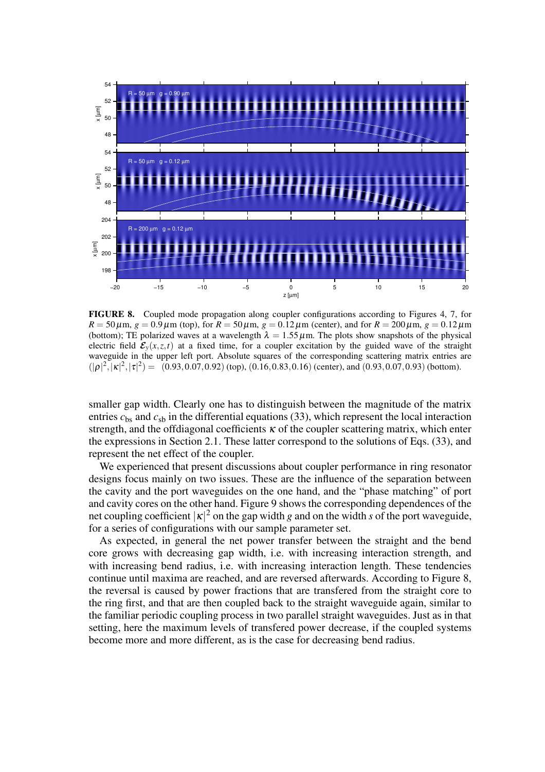**FIGURE 8.** Coupled mode propagation along coupler configurations according to Figures 4, 7, for $R = 50\,\mu$m, $g = 0.9\,\mu$m (top), for $R = 50\,\mu$m, $g = 0.12\,\mu$m (center), and for $R = 200\,\mu$m, $g = 0.12\,\mu$m (bottom); TE polarized waves at a wavelength $\lambda = 1.55\,\mu$m. The plots show snapshots of the physical electric field $\mathcal{E}_y(x,z,t)$ at a fixed time, for a coupler excitation by the guided wave of the straight waveguide in the upper left port. Absolute squares of the corresponding scattering matrix entries are $(|\rho|^2, |\kappa|^2, |\tau|^2) = (0.93, 0.07, 0.92)$ (top), $(0.16, 0.83, 0.16)$ (center), and $(0.93, 0.07, 0.93)$ (bottom).

smaller gap width. Clearly one has to distinguish between the magnitude of the matrix entries $c_{\rm bs}$ and $c_{\rm sb}$ in the differential equations (33), which represent the local interaction strength, and the offdiagonal coefficients $\kappa$ of the coupler scattering matrix, which enter the expressions in Section 2.1. These latter correspond to the solutions of Eqs. (33), and represent the net effect of the coupler.

We experienced that present discussions about coupler performance in ring resonator designs focus mainly on two issues. These are the influence of the separation between the cavity and the port waveguides on the one hand, and the "phase matching" of port and cavity cores on the other hand. Figure 9 shows the corresponding dependences of the net coupling coefficient $|\kappa|^2$ on the gap width $g$ and on the width $s$ of the port waveguide, for a series of configurations with our sample parameter set.

As expected, in general the net power transfer between the straight and the bend core grows with decreasing gap width, i.e. with increasing interaction strength, and with increasing bend radius, i.e. with increasing interaction length. These tendencies continue until maxima are reached, and are reversed afterwards. According to Figure 8, the reversal is caused by power fractions that are transfered from the straight core to the ring first, and that are then coupled back to the straight waveguide again, similar to the familiar periodic coupling process in two parallel straight waveguides. Just as in that setting, here the maximum levels of transfered power decrease, if the coupled systems become more and more different, as is the case for decreasing bend radius.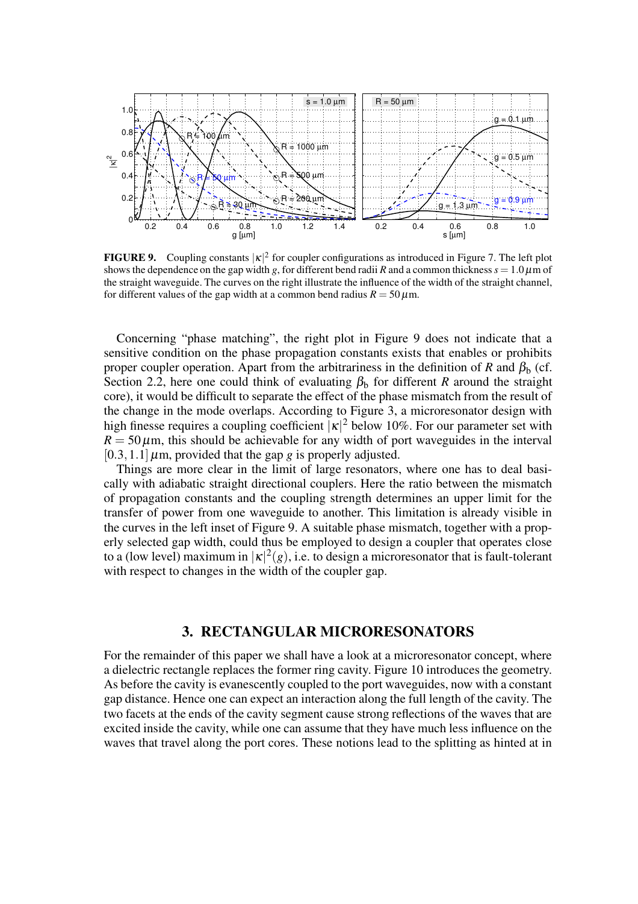**FIGURE 9.** Coupling constants $|\kappa|^2$ for coupler configurations as introduced in Figure 7. The left plot shows the dependence on the gap width $g$, for different bend radii $R$ and a common thickness $s = 1.0\,\mu$m of the straight waveguide. The curves on the right illustrate the influence of the width of the straight channel, for different values of the gap width at a common bend radius $R = 50\,\mu$m.

Concerning "phase matching", the right plot in Figure 9 does not indicate that a sensitive condition on the phase propagation constants exists that enables or prohibits proper coupler operation. Apart from the arbitrariness in the definition of $R$ and $\beta_\mathrm{b}$ (cf. Section 2.2, here one could think of evaluating $\beta_\mathrm{b}$ for different $R$ around the straight core), it would be difficult to separate the effect of the phase mismatch from the result of the change in the mode overlaps. According to Figure 3, a microresonator design with high finesse requires a coupling coefficient $|\kappa|^2$ below 10%. For our parameter set with $R = 50\,\mu$m, this should be achievable for any width of port waveguides in the interval $[0.3, 1.1]\,\mu$m, provided that the gap $g$ is properly adjusted.

Things are more clear in the limit of large resonators, where one has to deal basically with adiabatic straight directional couplers. Here the ratio between the mismatch of propagation constants and the coupling strength determines an upper limit for the transfer of power from one waveguide to another. This limitation is already visible in the curves in the left inset of Figure 9. A suitable phase mismatch, together with a properly selected gap width, could thus be employed to design a coupler that operates close to a (low level) maximum in $|\kappa|^2(g)$, i.e. to design a microresonator that is fault-tolerant with respect to changes in the width of the coupler gap.

## 3. RECTANGULAR MICRORESONATORS

For the remainder of this paper we shall have a look at a microresonator concept, where a dielectric rectangle replaces the former ring cavity. Figure 10 introduces the geometry. As before the cavity is evanescently coupled to the port waveguides, now with a constant gap distance. Hence one can expect an interaction along the full length of the cavity. The two facets at the ends of the cavity segment cause strong reflections of the waves that are excited inside the cavity, while one can assume that they have much less influence on the waves that travel along the port cores. These notions lead to the splitting as hinted at in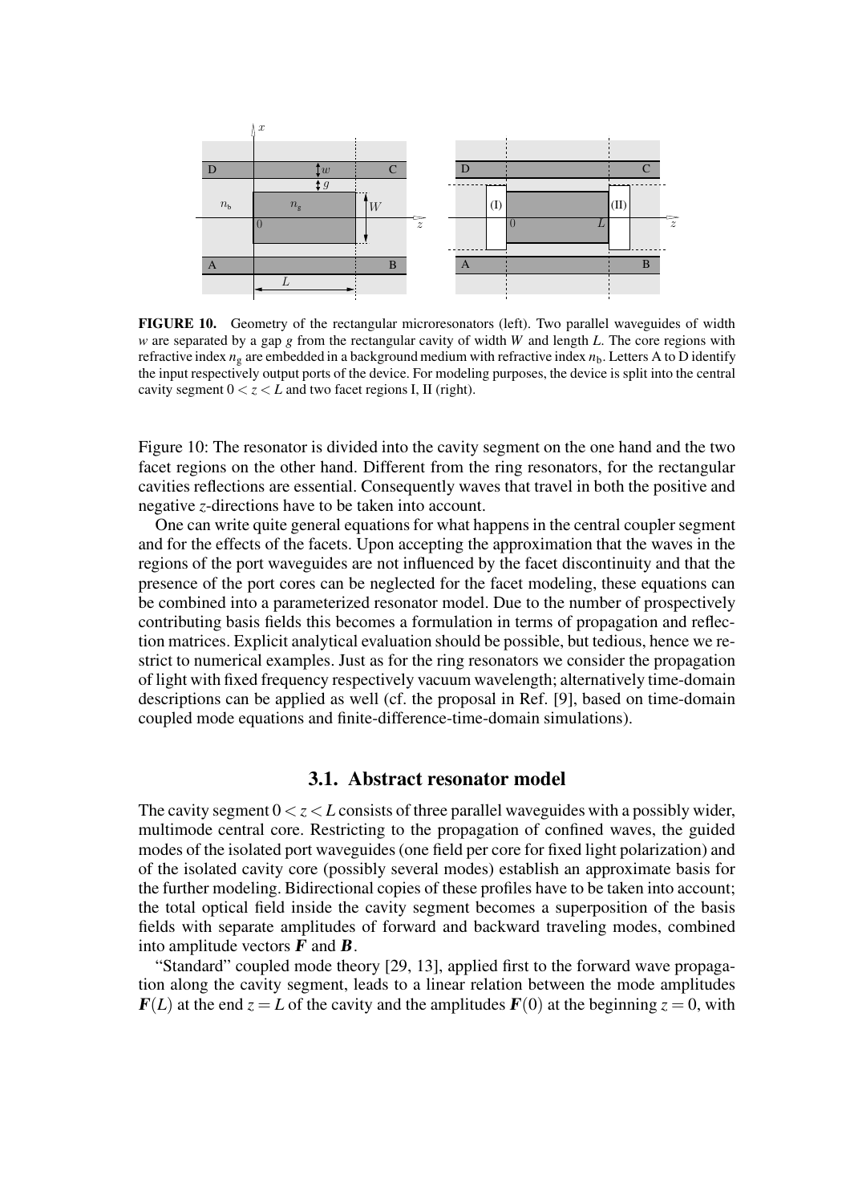**FIGURE 10.** Geometry of the rectangular microresonators (left). Two parallel waveguides of width $w$ are separated by a gap $g$ from the rectangular cavity of width $W$ and length $L$. The core regions with refractive index $n_g$ are embedded in a background medium with refractive index $n_b$. Letters A to D identify the input respectively output ports of the device. For modeling purposes, the device is split into the central cavity segment $0 < z < L$ and two facet regions I, II (right).

Figure 10: The resonator is divided into the cavity segment on the one hand and the two facet regions on the other hand. Different from the ring resonators, for the rectangular cavities reflections are essential. Consequently waves that travel in both the positive and negative $z$-directions have to be taken into account.

One can write quite general equations for what happens in the central coupler segment and for the effects of the facets. Upon accepting the approximation that the waves in the regions of the port waveguides are not influenced by the facet discontinuity and that the presence of the port cores can be neglected for the facet modeling, these equations can be combined into a parameterized resonator model. Due to the number of prospectively contributing basis fields this becomes a formulation in terms of propagation and reflection matrices. Explicit analytical evaluation should be possible, but tedious, hence we restrict to numerical examples. Just as for the ring resonators we consider the propagation of light with fixed frequency respectively vacuum wavelength; alternatively time-domain descriptions can be applied as well (cf. the proposal in Ref. [9], based on time-domain coupled mode equations and finite-difference-time-domain simulations).

## 3.1. Abstract resonator model

The cavity segment $0 < z < L$ consists of three parallel waveguides with a possibly wider, multimode central core. Restricting to the propagation of confined waves, the guided modes of the isolated port waveguides (one field per core for fixed light polarization) and of the isolated cavity core (possibly several modes) establish an approximate basis for the further modeling. Bidirectional copies of these profiles have to be taken into account; the total optical field inside the cavity segment becomes a superposition of the basis fields with separate amplitudes of forward and backward traveling modes, combined into amplitude vectors $\boldsymbol{F}$ and $\boldsymbol{B}$.

"Standard" coupled mode theory [29, 13], applied first to the forward wave propagation along the cavity segment, leads to a linear relation between the mode amplitudes $\boldsymbol{F}(L)$ at the end $z = L$ of the cavity and the amplitudes $\boldsymbol{F}(0)$ at the beginning $z = 0$, with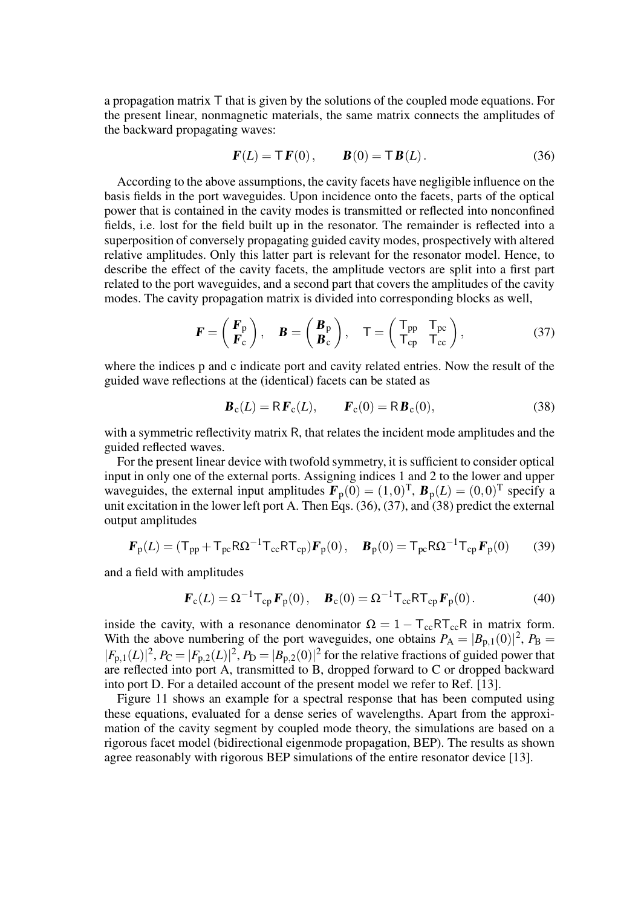a propagation matrix $\mathsf{T}$ that is given by the solutions of the coupled mode equations. For the present linear, nonmagnetic materials, the same matrix connects the amplitudes of the backward propagating waves:

$$\boldsymbol{F}(L) = \mathsf{T}\,\boldsymbol{F}(0), \qquad \boldsymbol{B}(0) = \mathsf{T}\,\boldsymbol{B}(L). \tag{36}$$

According to the above assumptions, the cavity facets have negligible influence on the basis fields in the port waveguides. Upon incidence onto the facets, parts of the optical power that is contained in the cavity modes is transmitted or reflected into nonconfined fields, i.e. lost for the field built up in the resonator. The remainder is reflected into a superposition of conversely propagating guided cavity modes, prospectively with altered relative amplitudes. Only this latter part is relevant for the resonator model. Hence, to describe the effect of the cavity facets, the amplitude vectors are split into a first part related to the port waveguides, and a second part that covers the amplitudes of the cavity modes. The cavity propagation matrix is divided into corresponding blocks as well,

$$\boldsymbol{F} = \begin{pmatrix} \boldsymbol{F}_\mathrm{p} \\ \boldsymbol{F}_\mathrm{c} \end{pmatrix}, \quad \boldsymbol{B} = \begin{pmatrix} \boldsymbol{B}_\mathrm{p} \\ \boldsymbol{B}_\mathrm{c} \end{pmatrix}, \quad \mathsf{T} = \begin{pmatrix} \mathsf{T}_\mathrm{pp} & \mathsf{T}_\mathrm{pc} \\ \mathsf{T}_\mathrm{cp} & \mathsf{T}_\mathrm{cc} \end{pmatrix}, \tag{37}$$

where the indices p and c indicate port and cavity related entries. Now the result of the guided wave reflections at the (identical) facets can be stated as

$$\boldsymbol{B}_\mathrm{c}(L) = \mathsf{R}\,\boldsymbol{F}_\mathrm{c}(L), \qquad \boldsymbol{F}_\mathrm{c}(0) = \mathsf{R}\,\boldsymbol{B}_\mathrm{c}(0), \tag{38}$$

with a symmetric reflectivity matrix $\mathsf{R}$, that relates the incident mode amplitudes and the guided reflected waves.

For the present linear device with twofold symmetry, it is sufficient to consider optical input in only one of the external ports. Assigning indices 1 and 2 to the lower and upper waveguides, the external input amplitudes $\boldsymbol{F}_\mathrm{p}(0) = (1,0)^\mathrm{T}$, $\boldsymbol{B}_\mathrm{p}(L) = (0,0)^\mathrm{T}$ specify a unit excitation in the lower left port A. Then Eqs. (36), (37), and (38) predict the external output amplitudes

$$\boldsymbol{F}_\mathrm{p}(L) = (\mathsf{T}_\mathrm{pp} + \mathsf{T}_\mathrm{pc}\mathsf{R}\Omega^{-1}\mathsf{T}_\mathrm{cc}\mathsf{R}\mathsf{T}_\mathrm{cp})\boldsymbol{F}_\mathrm{p}(0), \quad \boldsymbol{B}_\mathrm{p}(0) = \mathsf{T}_\mathrm{pc}\mathsf{R}\Omega^{-1}\mathsf{T}_\mathrm{cp}\boldsymbol{F}_\mathrm{p}(0) \tag{39}$$

and a field with amplitudes

$$\boldsymbol{F}_\mathrm{c}(L) = \Omega^{-1}\mathsf{T}_\mathrm{cp}\boldsymbol{F}_\mathrm{p}(0), \quad \boldsymbol{B}_\mathrm{c}(0) = \Omega^{-1}\mathsf{T}_\mathrm{cc}\mathsf{R}\mathsf{T}_\mathrm{cp}\boldsymbol{F}_\mathrm{p}(0). \tag{40}$$

inside the cavity, with a resonance denominator $\Omega = 1 - \mathsf{T}_\mathrm{cc}\mathsf{R}\mathsf{T}_\mathrm{cc}\mathsf{R}$ in matrix form. With the above numbering of the port waveguides, one obtains $P_\mathrm{A} = |B_{\mathrm{p},1}(0)|^2$, $P_\mathrm{B} = |F_{\mathrm{p},1}(L)|^2$, $P_\mathrm{C} = |F_{\mathrm{p},2}(L)|^2$, $P_\mathrm{D} = |B_{\mathrm{p},2}(0)|^2$ for the relative fractions of guided power that are reflected into port A, transmitted to B, dropped forward to C or dropped backward into port D. For a detailed account of the present model we refer to Ref. [13].

Figure 11 shows an example for a spectral response that has been computed using these equations, evaluated for a dense series of wavelengths. Apart from the approximation of the cavity segment by coupled mode theory, the simulations are based on a rigorous facet model (bidirectional eigenmode propagation, BEP). The results as shown agree reasonably with rigorous BEP simulations of the entire resonator device [13].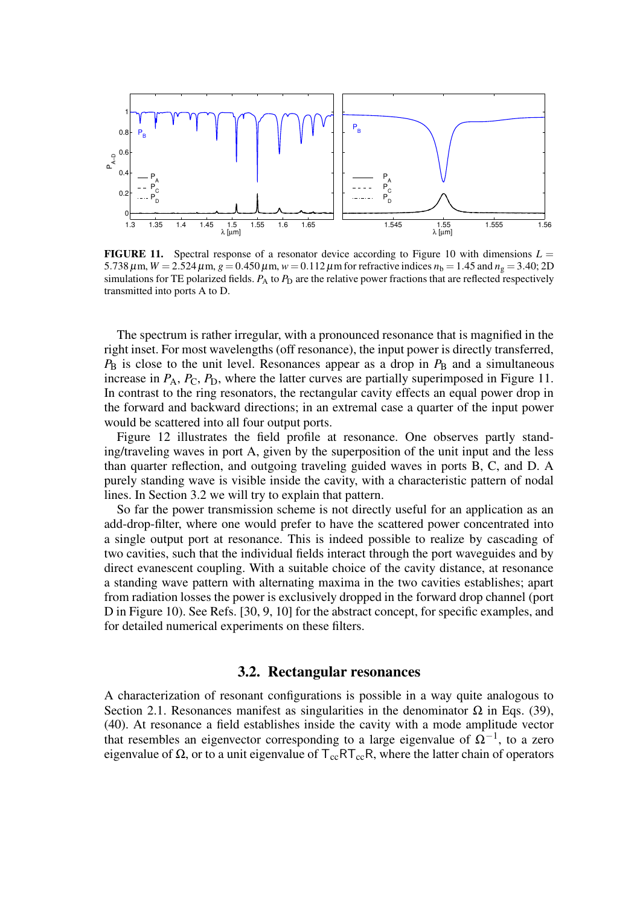**FIGURE 11.** Spectral response of a resonator device according to Figure 10 with dimensions $L = 5.738\,\mu$m, $W = 2.524\,\mu$m, $g = 0.450\,\mu$m, $w = 0.112\,\mu$m for refractive indices $n_b = 1.45$ and $n_g = 3.40$; 2D simulations for TE polarized fields. $P_A$ to $P_D$ are the relative power fractions that are reflected respectively transmitted into ports A to D.

The spectrum is rather irregular, with a pronounced resonance that is magnified in the right inset. For most wavelengths (off resonance), the input power is directly transferred, $P_B$ is close to the unit level. Resonances appear as a drop in $P_B$ and a simultaneous increase in $P_A$, $P_C$, $P_D$, where the latter curves are partially superimposed in Figure 11. In contrast to the ring resonators, the rectangular cavity effects an equal power drop in the forward and backward directions; in an extremal case a quarter of the input power would be scattered into all four output ports.

Figure 12 illustrates the field profile at resonance. One observes partly standing/traveling waves in port A, given by the superposition of the unit input and the less than quarter reflection, and outgoing traveling guided waves in ports B, C, and D. A purely standing wave is visible inside the cavity, with a characteristic pattern of nodal lines. In Section 3.2 we will try to explain that pattern.

So far the power transmission scheme is not directly useful for an application as an add-drop-filter, where one would prefer to have the scattered power concentrated into a single output port at resonance. This is indeed possible to realize by cascading of two cavities, such that the individual fields interact through the port waveguides and by direct evanescent coupling. With a suitable choice of the cavity distance, at resonance a standing wave pattern with alternating maxima in the two cavities establishes; apart from radiation losses the power is exclusively dropped in the forward drop channel (port D in Figure 10). See Refs. [30, 9, 10] for the abstract concept, for specific examples, and for detailed numerical experiments on these filters.

### 3.2. Rectangular resonances

A characterization of resonant configurations is possible in a way quite analogous to Section 2.1. Resonances manifest as singularities in the denominator $\Omega$ in Eqs. (39), (40). At resonance a field establishes inside the cavity with a mode amplitude vector that resembles an eigenvector corresponding to a large eigenvalue of $\Omega^{-1}$, to a zero eigenvalue of $\Omega$, or to a unit eigenvalue of $\mathsf{T}_{cc}\mathsf{R}\mathsf{T}_{cc}\mathsf{R}$, where the latter chain of operators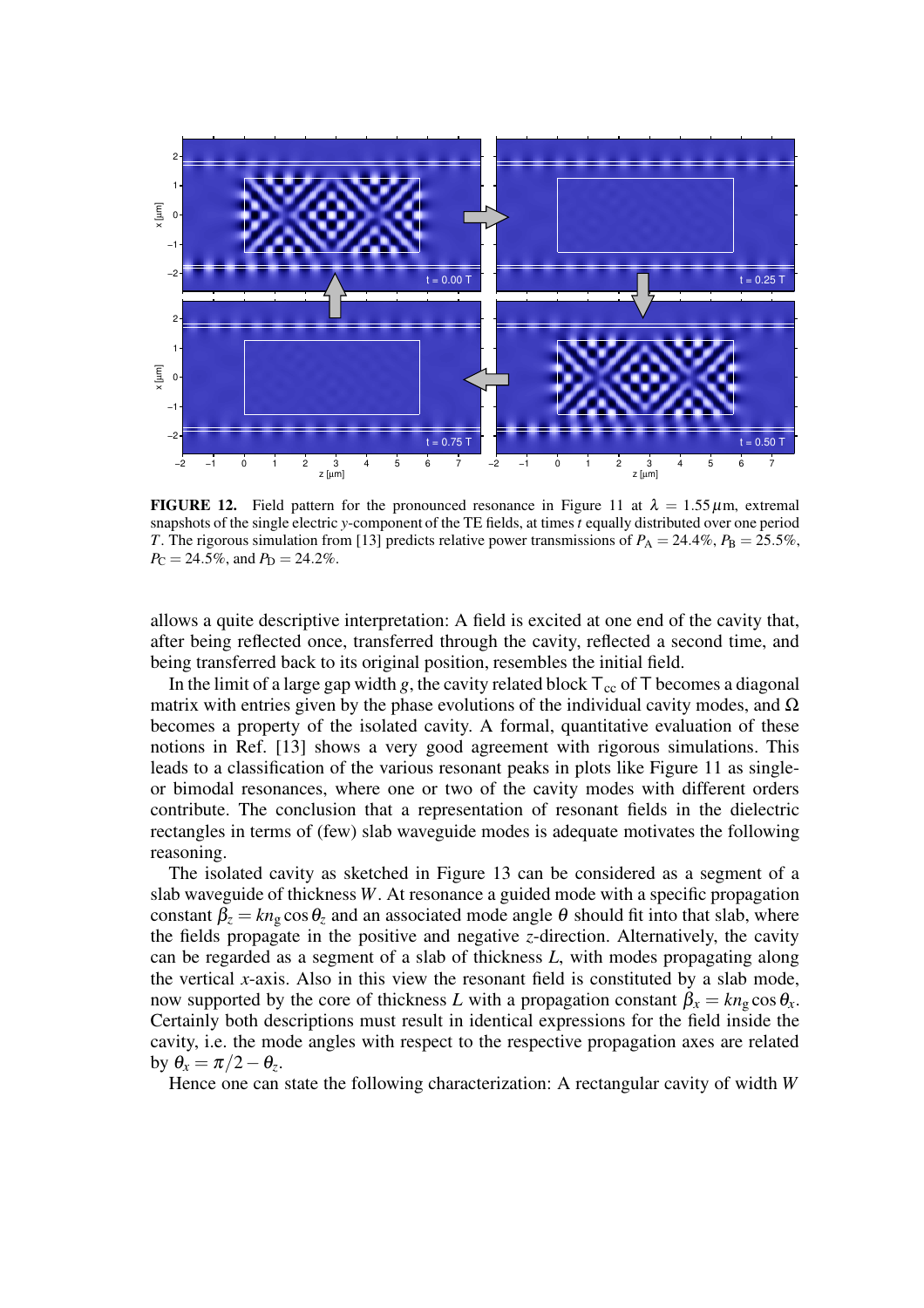**FIGURE 12.** Field pattern for the pronounced resonance in Figure 11 at $\lambda = 1.55\,\mu$m, extremal snapshots of the single electric $y$-component of the TE fields, at times $t$ equally distributed over one period $T$. The rigorous simulation from [13] predicts relative power transmissions of $P_A = 24.4\%$, $P_B = 25.5\%$, $P_C = 24.5\%$, and $P_D = 24.2\%$.

allows a quite descriptive interpretation: A field is excited at one end of the cavity that, after being reflected once, transferred through the cavity, reflected a second time, and being transferred back to its original position, resembles the initial field.

In the limit of a large gap width $g$, the cavity related block $\mathsf{T}_{cc}$ of $\mathsf{T}$ becomes a diagonal matrix with entries given by the phase evolutions of the individual cavity modes, and $\Omega$ becomes a property of the isolated cavity. A formal, quantitative evaluation of these notions in Ref. [13] shows a very good agreement with rigorous simulations. This leads to a classification of the various resonant peaks in plots like Figure 11 as single- or bimodal resonances, where one or two of the cavity modes with different orders contribute. The conclusion that a representation of resonant fields in the dielectric rectangles in terms of (few) slab waveguide modes is adequate motivates the following reasoning.

The isolated cavity as sketched in Figure 13 can be considered as a segment of a slab waveguide of thickness $W$. At resonance a guided mode with a specific propagation constant $\beta_z = kn_g \cos\theta_z$ and an associated mode angle $\theta$ should fit into that slab, where the fields propagate in the positive and negative $z$-direction. Alternatively, the cavity can be regarded as a segment of a slab of thickness $L$, with modes propagating along the vertical $x$-axis. Also in this view the resonant field is constituted by a slab mode, now supported by the core of thickness $L$ with a propagation constant $\beta_x = kn_g \cos\theta_x$. Certainly both descriptions must result in identical expressions for the field inside the cavity, i.e. the mode angles with respect to the respective propagation axes are related by $\theta_x = \pi/2 - \theta_z$.

Hence one can state the following characterization: A rectangular cavity of width $W$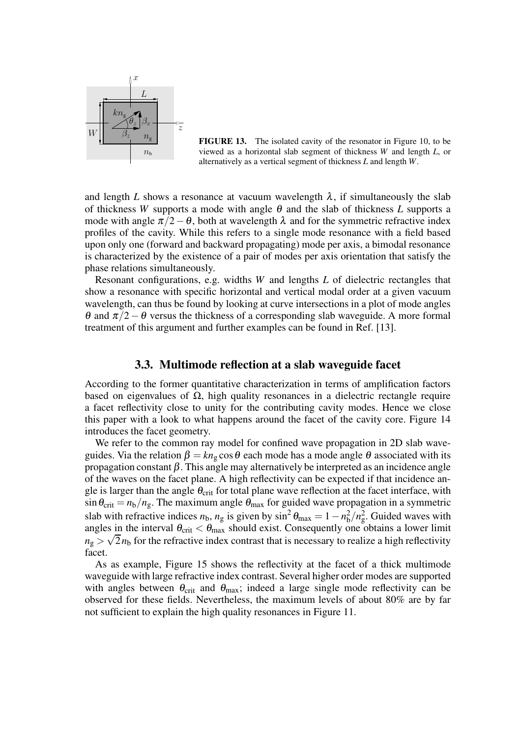**FIGURE 13.** The isolated cavity of the resonator in Figure 10, to be viewed as a horizontal slab segment of thickness $W$ and length $L$, or alternatively as a vertical segment of thickness $L$ and length $W$.

and length $L$ shows a resonance at vacuum wavelength $\lambda$, if simultaneously the slab of thickness $W$ supports a mode with angle $\theta$ and the slab of thickness $L$ supports a mode with angle $\pi/2-\theta$, both at wavelength $\lambda$ and for the symmetric refractive index profiles of the cavity. While this refers to a single mode resonance with a field based upon only one (forward and backward propagating) mode per axis, a bimodal resonance is characterized by the existence of a pair of modes per axis orientation that satisfy the phase relations simultaneously.

Resonant configurations, e.g. widths $W$ and lengths $L$ of dielectric rectangles that show a resonance with specific horizontal and vertical modal order at a given vacuum wavelength, can thus be found by looking at curve intersections in a plot of mode angles $\theta$ and $\pi/2-\theta$ versus the thickness of a corresponding slab waveguide. A more formal treatment of this argument and further examples can be found in Ref. [13].

## 3.3. Multimode reflection at a slab waveguide facet

According to the former quantitative characterization in terms of amplification factors based on eigenvalues of $\Omega$, high quality resonances in a dielectric rectangle require a facet reflectivity close to unity for the contributing cavity modes. Hence we close this paper with a look to what happens around the facet of the cavity core. Figure 14 introduces the facet geometry.

We refer to the common ray model for confined wave propagation in 2D slab waveguides. Via the relation $\beta = kn_{\rm g}\cos\theta$ each mode has a mode angle $\theta$ associated with its propagation constant $\beta$. This angle may alternatively be interpreted as an incidence angle of the waves on the facet plane. A high reflectivity can be expected if that incidence angle is larger than the angle $\theta_{\rm crit}$ for total plane wave reflection at the facet interface, with $\sin\theta_{\rm crit} = n_{\rm b}/n_{\rm g}$. The maximum angle $\theta_{\rm max}$ for guided wave propagation in a symmetric slab with refractive indices $n_{\rm b}$, $n_{\rm g}$ is given by $\sin^2\theta_{\rm max} = 1 - n_{\rm b}^2/n_{\rm g}^2$. Guided waves with angles in the interval $\theta_{\rm crit} < \theta_{\rm max}$ should exist. Consequently one obtains a lower limit $n_{\rm g} > \sqrt{2}\,n_{\rm b}$ for the refractive index contrast that is necessary to realize a high reflectivity facet.

As as example, Figure 15 shows the reflectivity at the facet of a thick multimode waveguide with large refractive index contrast. Several higher order modes are supported with angles between $\theta_{\rm crit}$ and $\theta_{\rm max}$; indeed a large single mode reflectivity can be observed for these fields. Nevertheless, the maximum levels of about 80% are by far not sufficient to explain the high quality resonances in Figure 11.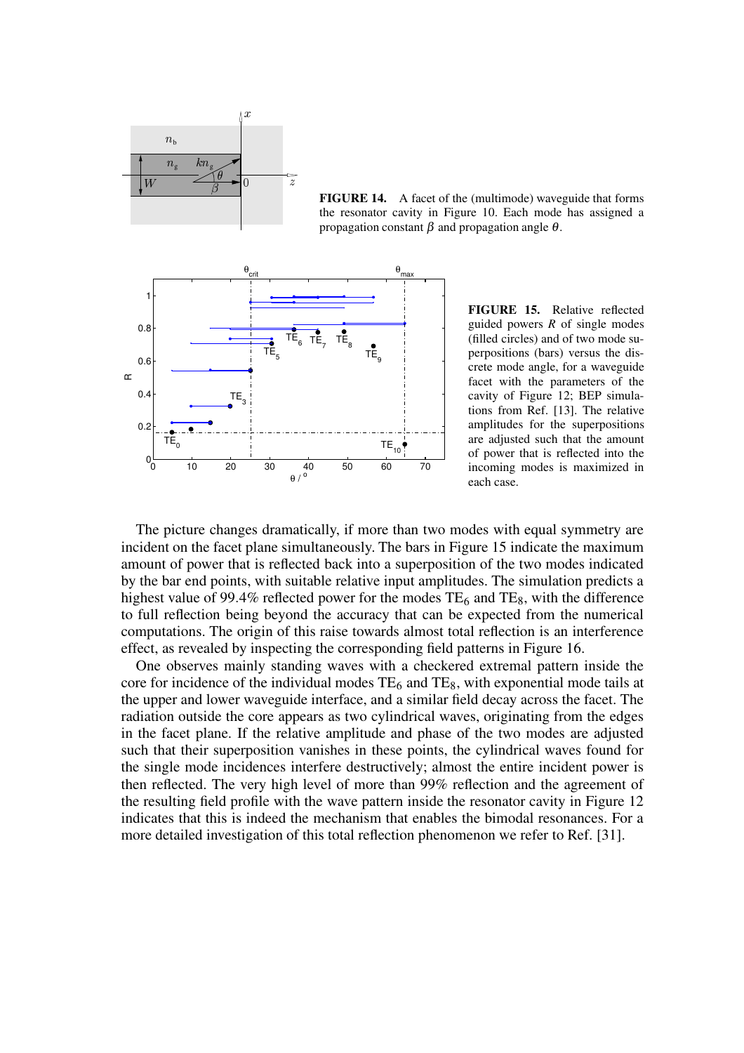**FIGURE 14.** A facet of the (multimode) waveguide that forms the resonator cavity in Figure 10. Each mode has assigned a propagation constant $\beta$ and propagation angle $\theta$.

**FIGURE 15.** Relative reflected guided powers $R$ of single modes (filled circles) and of two mode superpositions (bars) versus the discrete mode angle, for a waveguide facet with the parameters of the cavity of Figure 12; BEP simulations from Ref. [13]. The relative amplitudes for the superpositions are adjusted such that the amount of power that is reflected into the incoming modes is maximized in each case.

The picture changes dramatically, if more than two modes with equal symmetry are incident on the facet plane simultaneously. The bars in Figure 15 indicate the maximum amount of power that is reflected back into a superposition of the two modes indicated by the bar end points, with suitable relative input amplitudes. The simulation predicts a highest value of 99.4% reflected power for the modes $TE_6$ and $TE_8$, with the difference to full reflection being beyond the accuracy that can be expected from the numerical computations. The origin of this raise towards almost total reflection is an interference effect, as revealed by inspecting the corresponding field patterns in Figure 16.

One observes mainly standing waves with a checkered extremal pattern inside the core for incidence of the individual modes $TE_6$ and $TE_8$, with exponential mode tails at the upper and lower waveguide interface, and a similar field decay across the facet. The radiation outside the core appears as two cylindrical waves, originating from the edges in the facet plane. If the relative amplitude and phase of the two modes are adjusted such that their superposition vanishes in these points, the cylindrical waves found for the single mode incidences interfere destructively; almost the entire incident power is then reflected. The very high level of more than 99% reflection and the agreement of the resulting field profile with the wave pattern inside the resonator cavity in Figure 12 indicates that this is indeed the mechanism that enables the bimodal resonances. For a more detailed investigation of this total reflection phenomenon we refer to Ref. [31].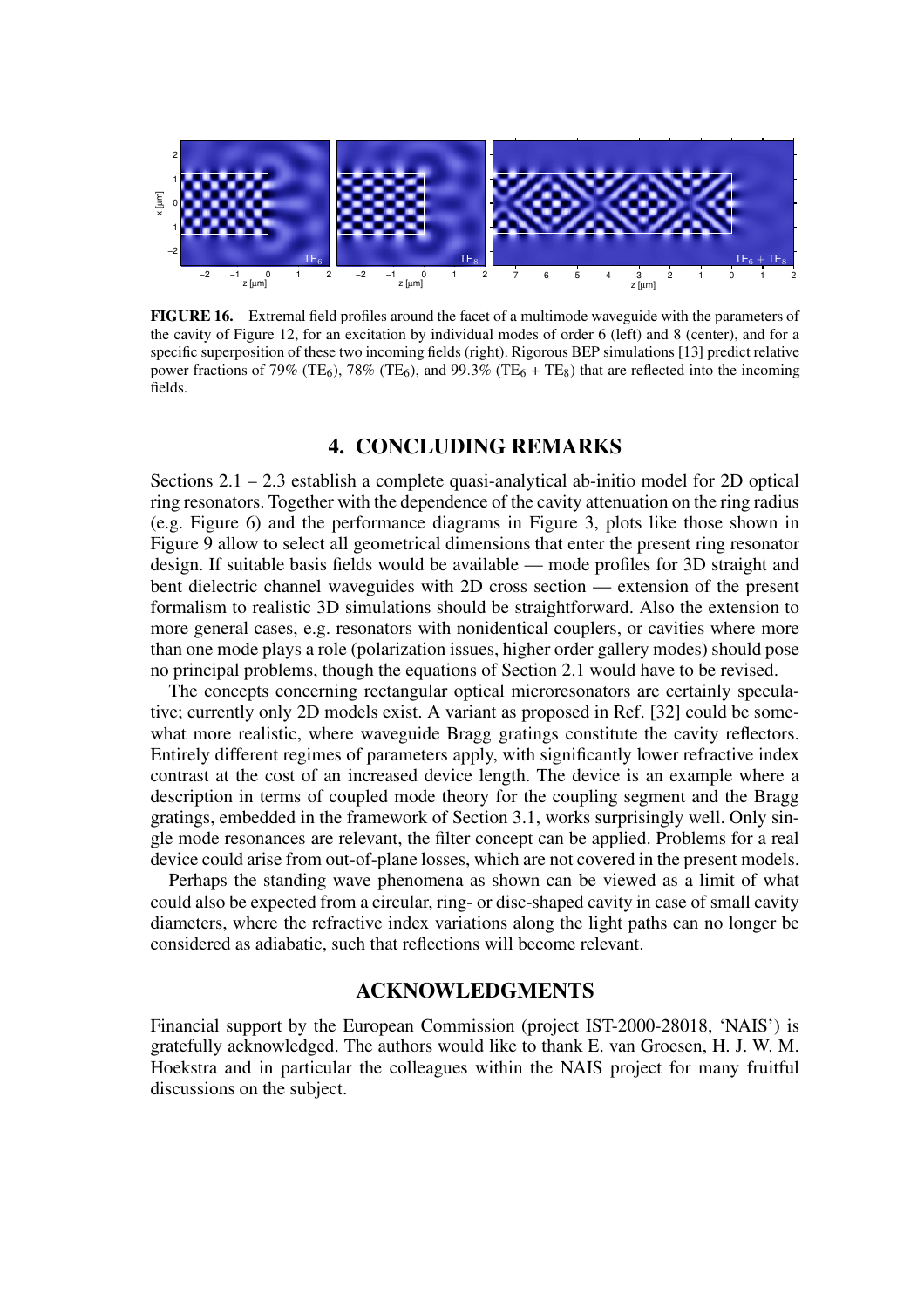**FIGURE 16.** Extremal field profiles around the facet of a multimode waveguide with the parameters of the cavity of Figure 12, for an excitation by individual modes of order 6 (left) and 8 (center), and for a specific superposition of these two incoming fields (right). Rigorous BEP simulations [13] predict relative power fractions of 79% ($TE_6$), 78% ($TE_6$), and 99.3% ($TE_6$ + $TE_8$) that are reflected into the incoming fields.

## 4. CONCLUDING REMARKS

Sections 2.1 – 2.3 establish a complete quasi-analytical ab-initio model for 2D optical ring resonators. Together with the dependence of the cavity attenuation on the ring radius (e.g. Figure 6) and the performance diagrams in Figure 3, plots like those shown in Figure 9 allow to select all geometrical dimensions that enter the present ring resonator design. If suitable basis fields would be available — mode profiles for 3D straight and bent dielectric channel waveguides with 2D cross section — extension of the present formalism to realistic 3D simulations should be straightforward. Also the extension to more general cases, e.g. resonators with nonidentical couplers, or cavities where more than one mode plays a role (polarization issues, higher order gallery modes) should pose no principal problems, though the equations of Section 2.1 would have to be revised.

The concepts concerning rectangular optical microresonators are certainly speculative; currently only 2D models exist. A variant as proposed in Ref. [32] could be somewhat more realistic, where waveguide Bragg gratings constitute the cavity reflectors. Entirely different regimes of parameters apply, with significantly lower refractive index contrast at the cost of an increased device length. The device is an example where a description in terms of coupled mode theory for the coupling segment and the Bragg gratings, embedded in the framework of Section 3.1, works surprisingly well. Only single mode resonances are relevant, the filter concept can be applied. Problems for a real device could arise from out-of-plane losses, which are not covered in the present models.

Perhaps the standing wave phenomena as shown can be viewed as a limit of what could also be expected from a circular, ring- or disc-shaped cavity in case of small cavity diameters, where the refractive index variations along the light paths can no longer be considered as adiabatic, such that reflections will become relevant.

## ACKNOWLEDGMENTS

Financial support by the European Commission (project IST-2000-28018, 'NAIS') is gratefully acknowledged. The authors would like to thank E. van Groesen, H. J. W. M. Hoekstra and in particular the colleagues within the NAIS project for many fruitful discussions on the subject.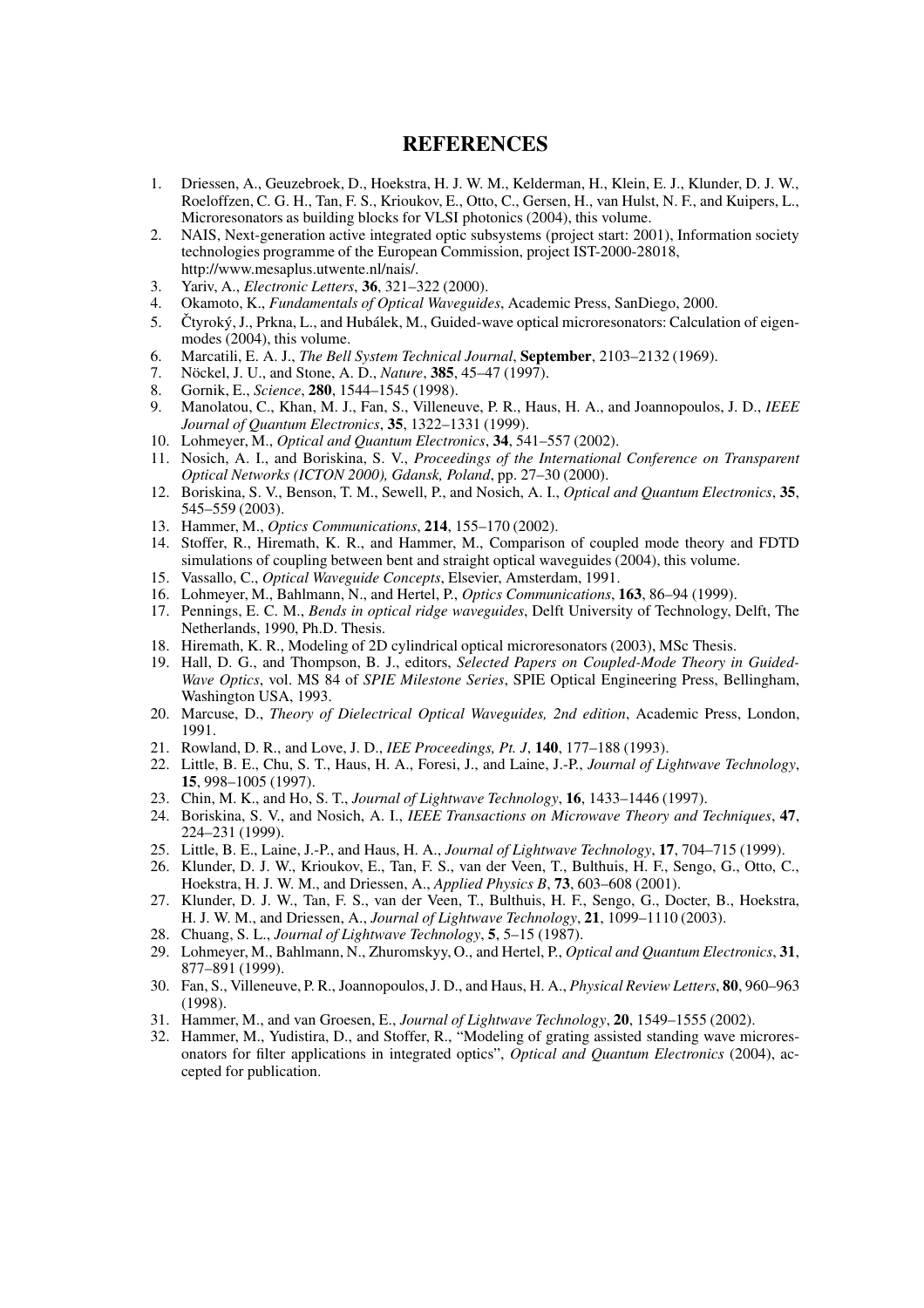# REFERENCES

1. Driessen, A., Geuzebroek, D., Hoekstra, H. J. W. M., Kelderman, H., Klein, E. J., Klunder, D. J. W., Roeloffzen, C. G. H., Tan, F. S., Krioukov, E., Otto, C., Gersen, H., van Hulst, N. F., and Kuipers, L., Microresonators as building blocks for VLSI photonics (2004), this volume.
2. NAIS, Next-generation active integrated optic subsystems (project start: 2001), Information society technologies programme of the European Commission, project IST-2000-28018, http://www.mesaplus.utwente.nl/nais/.
3. Yariv, A., *Electronic Letters*, **36**, 321–322 (2000).
4. Okamoto, K., *Fundamentals of Optical Waveguides*, Academic Press, SanDiego, 2000.
5. Čtyroký, J., Prkna, L., and Hubálek, M., Guided-wave optical microresonators: Calculation of eigenmodes (2004), this volume.
6. Marcatili, E. A. J., *The Bell System Technical Journal*, **September**, 2103–2132 (1969).
7. Nöckel, J. U., and Stone, A. D., *Nature*, **385**, 45–47 (1997).
8. Gornik, E., *Science*, **280**, 1544–1545 (1998).
9. Manolatou, C., Khan, M. J., Fan, S., Villeneuve, P. R., Haus, H. A., and Joannopoulos, J. D., *IEEE Journal of Quantum Electronics*, **35**, 1322–1331 (1999).
10. Lohmeyer, M., *Optical and Quantum Electronics*, **34**, 541–557 (2002).
11. Nosich, A. I., and Boriskina, S. V., *Proceedings of the International Conference on Transparent Optical Networks (ICTON 2000), Gdansk, Poland*, pp. 27–30 (2000).
12. Boriskina, S. V., Benson, T. M., Sewell, P., and Nosich, A. I., *Optical and Quantum Electronics*, **35**, 545–559 (2003).
13. Hammer, M., *Optics Communications*, **214**, 155–170 (2002).
14. Stoffer, R., Hiremath, K. R., and Hammer, M., Comparison of coupled mode theory and FDTD simulations of coupling between bent and straight optical waveguides (2004), this volume.
15. Vassallo, C., *Optical Waveguide Concepts*, Elsevier, Amsterdam, 1991.
16. Lohmeyer, M., Bahlmann, N., and Hertel, P., *Optics Communications*, **163**, 86–94 (1999).
17. Pennings, E. C. M., *Bends in optical ridge waveguides*, Delft University of Technology, Delft, The Netherlands, 1990, Ph.D. Thesis.
18. Hiremath, K. R., Modeling of 2D cylindrical optical microresonators (2003), MSc Thesis.
19. Hall, D. G., and Thompson, B. J., editors, *Selected Papers on Coupled-Mode Theory in Guided-Wave Optics*, vol. MS 84 of *SPIE Milestone Series*, SPIE Optical Engineering Press, Bellingham, Washington USA, 1993.
20. Marcuse, D., *Theory of Dielectrical Optical Waveguides, 2nd edition*, Academic Press, London, 1991.
21. Rowland, D. R., and Love, J. D., *IEE Proceedings, Pt. J*, **140**, 177–188 (1993).
22. Little, B. E., Chu, S. T., Haus, H. A., Foresi, J., and Laine, J.-P., *Journal of Lightwave Technology*, **15**, 998–1005 (1997).
23. Chin, M. K., and Ho, S. T., *Journal of Lightwave Technology*, **16**, 1433–1446 (1997).
24. Boriskina, S. V., and Nosich, A. I., *IEEE Transactions on Microwave Theory and Techniques*, **47**, 224–231 (1999).
25. Little, B. E., Laine, J.-P., and Haus, H. A., *Journal of Lightwave Technology*, **17**, 704–715 (1999).
26. Klunder, D. J. W., Krioukov, E., Tan, F. S., van der Veen, T., Bulthuis, H. F., Sengo, G., Otto, C., Hoekstra, H. J. W. M., and Driessen, A., *Applied Physics B*, **73**, 603–608 (2001).
27. Klunder, D. J. W., Tan, F. S., van der Veen, T., Bulthuis, H. F., Sengo, G., Docter, B., Hoekstra, H. J. W. M., and Driessen, A., *Journal of Lightwave Technology*, **21**, 1099–1110 (2003).
28. Chuang, S. L., *Journal of Lightwave Technology*, **5**, 5–15 (1987).
29. Lohmeyer, M., Bahlmann, N., Zhuromskyy, O., and Hertel, P., *Optical and Quantum Electronics*, **31**, 877–891 (1999).
30. Fan, S., Villeneuve, P. R., Joannopoulos, J. D., and Haus, H. A., *Physical Review Letters*, **80**, 960–963 (1998).
31. Hammer, M., and van Groesen, E., *Journal of Lightwave Technology*, **20**, 1549–1555 (2002).
32. Hammer, M., Yudistira, D., and Stoffer, R., "Modeling of grating assisted standing wave microresonators for filter applications in integrated optics", *Optical and Quantum Electronics* (2004), accepted for publication.